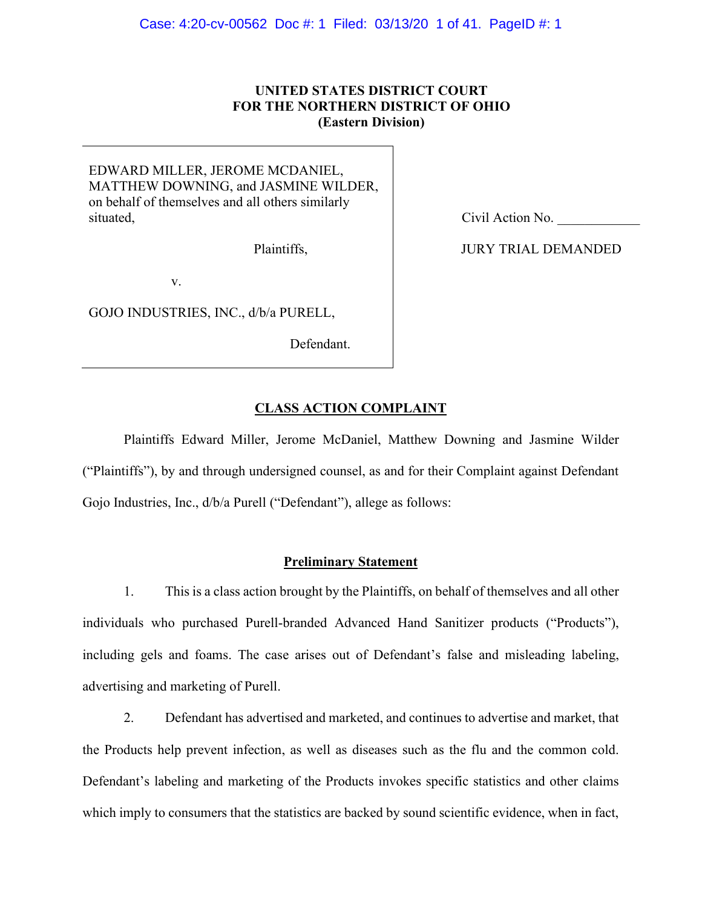**UNITED STATES DISTRICT COURT**
**FOR THE NORTHERN DISTRICT OF OHIO**
**(Eastern Division)**

EDWARD MILLER, JEROME MCDANIEL, MATTHEW DOWNING, and JASMINE WILDER, on behalf of themselves and all others similarly situated,

Plaintiffs,

v.

GOJO INDUSTRIES, INC., d/b/a PURELL,

Defendant.

Civil Action No. ____________

JURY TRIAL DEMANDED

## CLASS ACTION COMPLAINT

Plaintiffs Edward Miller, Jerome McDaniel, Matthew Downing and Jasmine Wilder ("Plaintiffs"), by and through undersigned counsel, as and for their Complaint against Defendant Gojo Industries, Inc., d/b/a Purell ("Defendant"), allege as follows:

### Preliminary Statement

1. This is a class action brought by the Plaintiffs, on behalf of themselves and all other individuals who purchased Purell-branded Advanced Hand Sanitizer products ("Products"), including gels and foams. The case arises out of Defendant's false and misleading labeling, advertising and marketing of Purell.

2. Defendant has advertised and marketed, and continues to advertise and market, that the Products help prevent infection, as well as diseases such as the flu and the common cold. Defendant's labeling and marketing of the Products invokes specific statistics and other claims which imply to consumers that the statistics are backed by sound scientific evidence, when in fact,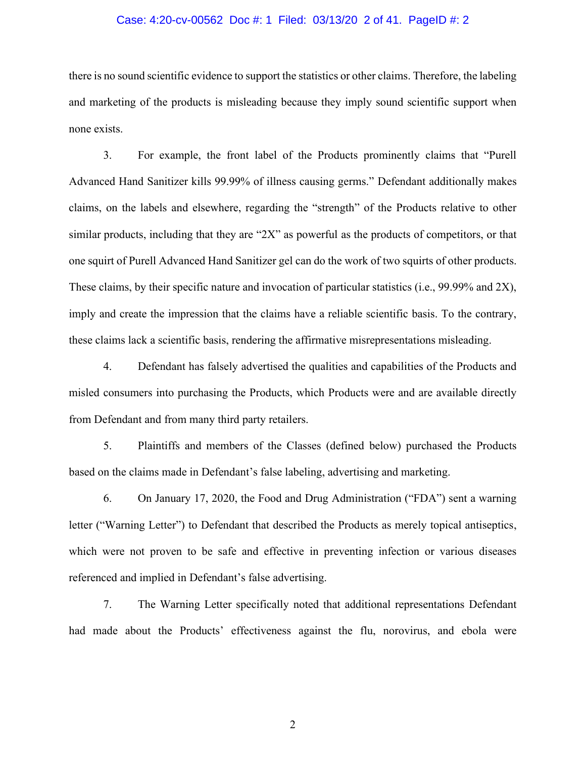there is no sound scientific evidence to support the statistics or other claims. Therefore, the labeling and marketing of the products is misleading because they imply sound scientific support when none exists.

3. For example, the front label of the Products prominently claims that "Purell Advanced Hand Sanitizer kills 99.99% of illness causing germs." Defendant additionally makes claims, on the labels and elsewhere, regarding the "strength" of the Products relative to other similar products, including that they are "2X" as powerful as the products of competitors, or that one squirt of Purell Advanced Hand Sanitizer gel can do the work of two squirts of other products. These claims, by their specific nature and invocation of particular statistics (i.e., 99.99% and 2X), imply and create the impression that the claims have a reliable scientific basis. To the contrary, these claims lack a scientific basis, rendering the affirmative misrepresentations misleading.

4. Defendant has falsely advertised the qualities and capabilities of the Products and misled consumers into purchasing the Products, which Products were and are available directly from Defendant and from many third party retailers.

5. Plaintiffs and members of the Classes (defined below) purchased the Products based on the claims made in Defendant's false labeling, advertising and marketing.

6. On January 17, 2020, the Food and Drug Administration ("FDA") sent a warning letter ("Warning Letter") to Defendant that described the Products as merely topical antiseptics, which were not proven to be safe and effective in preventing infection or various diseases referenced and implied in Defendant's false advertising.

7. The Warning Letter specifically noted that additional representations Defendant had made about the Products' effectiveness against the flu, norovirus, and ebola were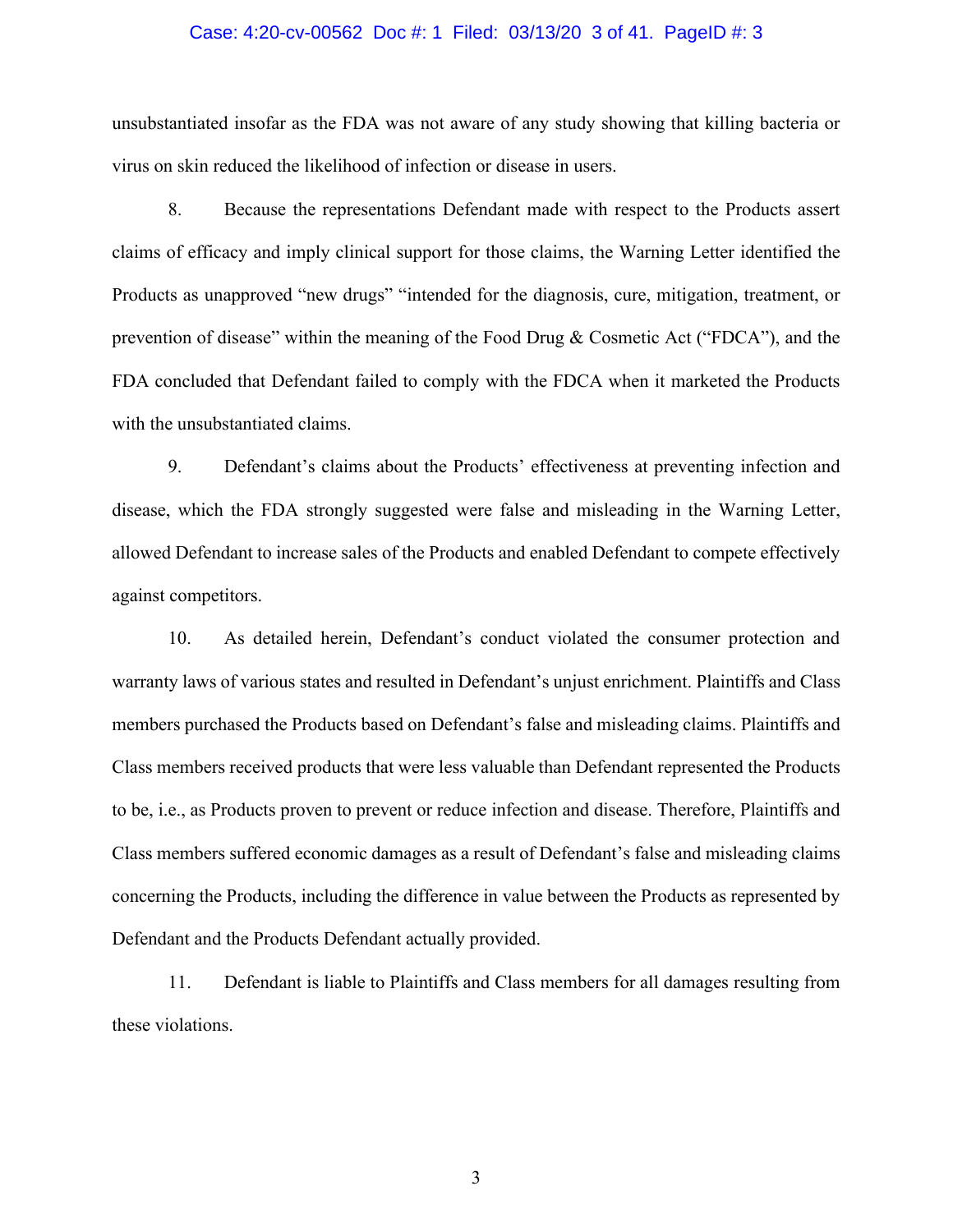unsubstantiated insofar as the FDA was not aware of any study showing that killing bacteria or virus on skin reduced the likelihood of infection or disease in users.

8. Because the representations Defendant made with respect to the Products assert claims of efficacy and imply clinical support for those claims, the Warning Letter identified the Products as unapproved "new drugs" "intended for the diagnosis, cure, mitigation, treatment, or prevention of disease" within the meaning of the Food Drug & Cosmetic Act ("FDCA"), and the FDA concluded that Defendant failed to comply with the FDCA when it marketed the Products with the unsubstantiated claims.

9. Defendant's claims about the Products' effectiveness at preventing infection and disease, which the FDA strongly suggested were false and misleading in the Warning Letter, allowed Defendant to increase sales of the Products and enabled Defendant to compete effectively against competitors.

10. As detailed herein, Defendant's conduct violated the consumer protection and warranty laws of various states and resulted in Defendant's unjust enrichment. Plaintiffs and Class members purchased the Products based on Defendant's false and misleading claims. Plaintiffs and Class members received products that were less valuable than Defendant represented the Products to be, i.e., as Products proven to prevent or reduce infection and disease. Therefore, Plaintiffs and Class members suffered economic damages as a result of Defendant's false and misleading claims concerning the Products, including the difference in value between the Products as represented by Defendant and the Products Defendant actually provided.

11. Defendant is liable to Plaintiffs and Class members for all damages resulting from these violations.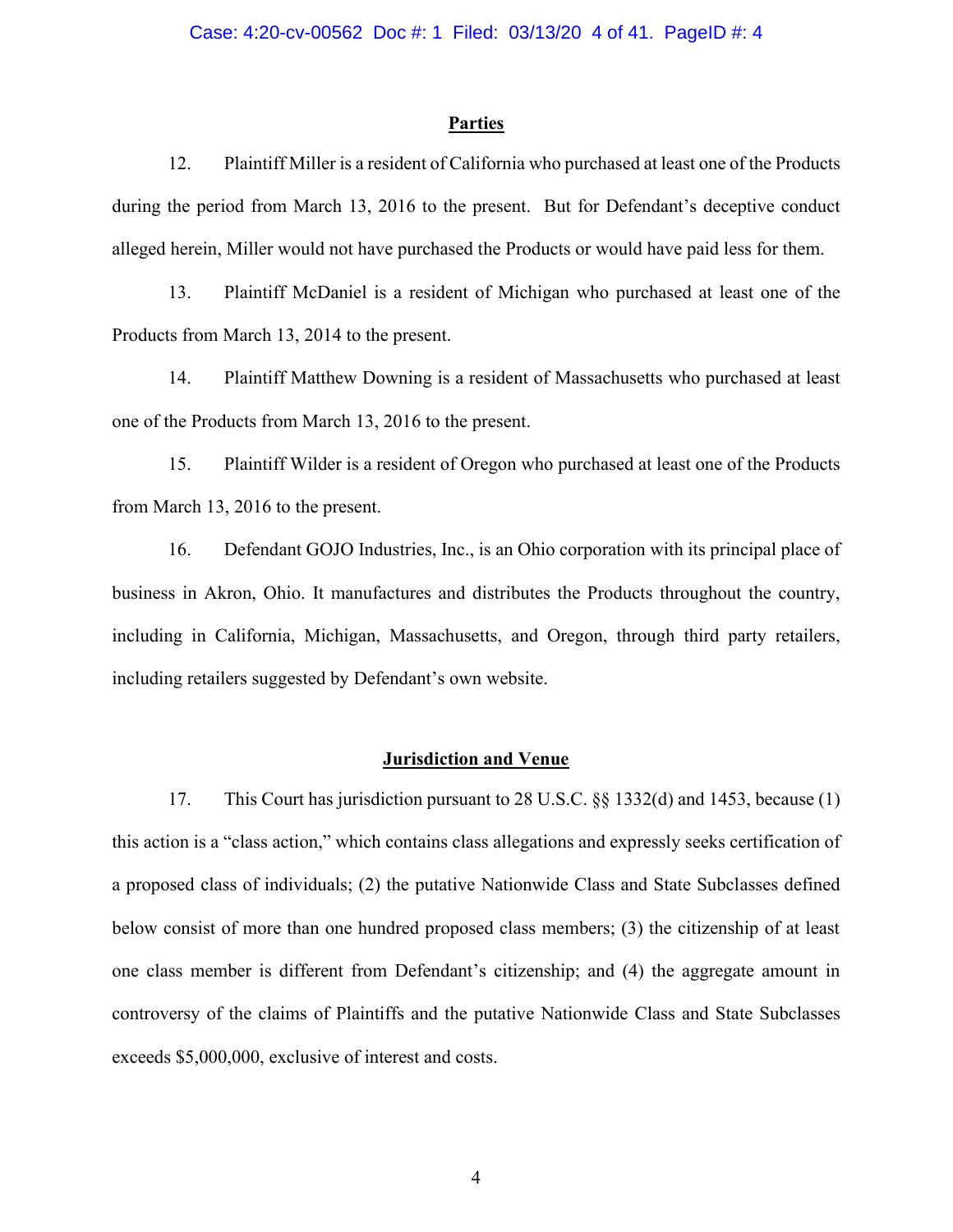## Parties

12. Plaintiff Miller is a resident of California who purchased at least one of the Products during the period from March 13, 2016 to the present. But for Defendant's deceptive conduct alleged herein, Miller would not have purchased the Products or would have paid less for them.

13. Plaintiff McDaniel is a resident of Michigan who purchased at least one of the Products from March 13, 2014 to the present.

14. Plaintiff Matthew Downing is a resident of Massachusetts who purchased at least one of the Products from March 13, 2016 to the present.

15. Plaintiff Wilder is a resident of Oregon who purchased at least one of the Products from March 13, 2016 to the present.

16. Defendant GOJO Industries, Inc., is an Ohio corporation with its principal place of business in Akron, Ohio. It manufactures and distributes the Products throughout the country, including in California, Michigan, Massachusetts, and Oregon, through third party retailers, including retailers suggested by Defendant's own website.

## Jurisdiction and Venue

17. This Court has jurisdiction pursuant to 28 U.S.C. §§ 1332(d) and 1453, because (1) this action is a "class action," which contains class allegations and expressly seeks certification of a proposed class of individuals; (2) the putative Nationwide Class and State Subclasses defined below consist of more than one hundred proposed class members; (3) the citizenship of at least one class member is different from Defendant's citizenship; and (4) the aggregate amount in controversy of the claims of Plaintiffs and the putative Nationwide Class and State Subclasses exceeds $5,000,000, exclusive of interest and costs.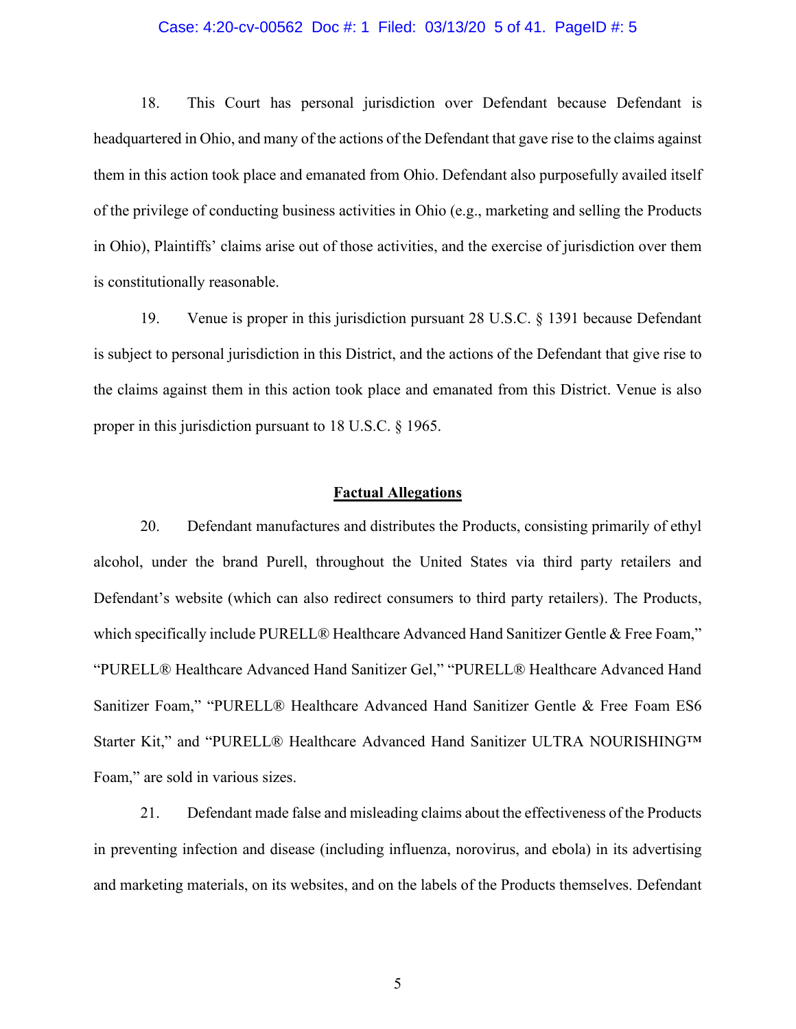18. This Court has personal jurisdiction over Defendant because Defendant is headquartered in Ohio, and many of the actions of the Defendant that gave rise to the claims against them in this action took place and emanated from Ohio. Defendant also purposefully availed itself of the privilege of conducting business activities in Ohio (e.g., marketing and selling the Products in Ohio), Plaintiffs' claims arise out of those activities, and the exercise of jurisdiction over them is constitutionally reasonable.

19. Venue is proper in this jurisdiction pursuant 28 U.S.C. § 1391 because Defendant is subject to personal jurisdiction in this District, and the actions of the Defendant that give rise to the claims against them in this action took place and emanated from this District. Venue is also proper in this jurisdiction pursuant to 18 U.S.C. § 1965.

## **Factual Allegations**

20. Defendant manufactures and distributes the Products, consisting primarily of ethyl alcohol, under the brand Purell, throughout the United States via third party retailers and Defendant's website (which can also redirect consumers to third party retailers). The Products, which specifically include PURELL® Healthcare Advanced Hand Sanitizer Gentle & Free Foam," "PURELL® Healthcare Advanced Hand Sanitizer Gel," "PURELL® Healthcare Advanced Hand Sanitizer Foam," "PURELL® Healthcare Advanced Hand Sanitizer Gentle & Free Foam ES6 Starter Kit," and "PURELL® Healthcare Advanced Hand Sanitizer ULTRA NOURISHING™ Foam," are sold in various sizes.

21. Defendant made false and misleading claims about the effectiveness of the Products in preventing infection and disease (including influenza, norovirus, and ebola) in its advertising and marketing materials, on its websites, and on the labels of the Products themselves. Defendant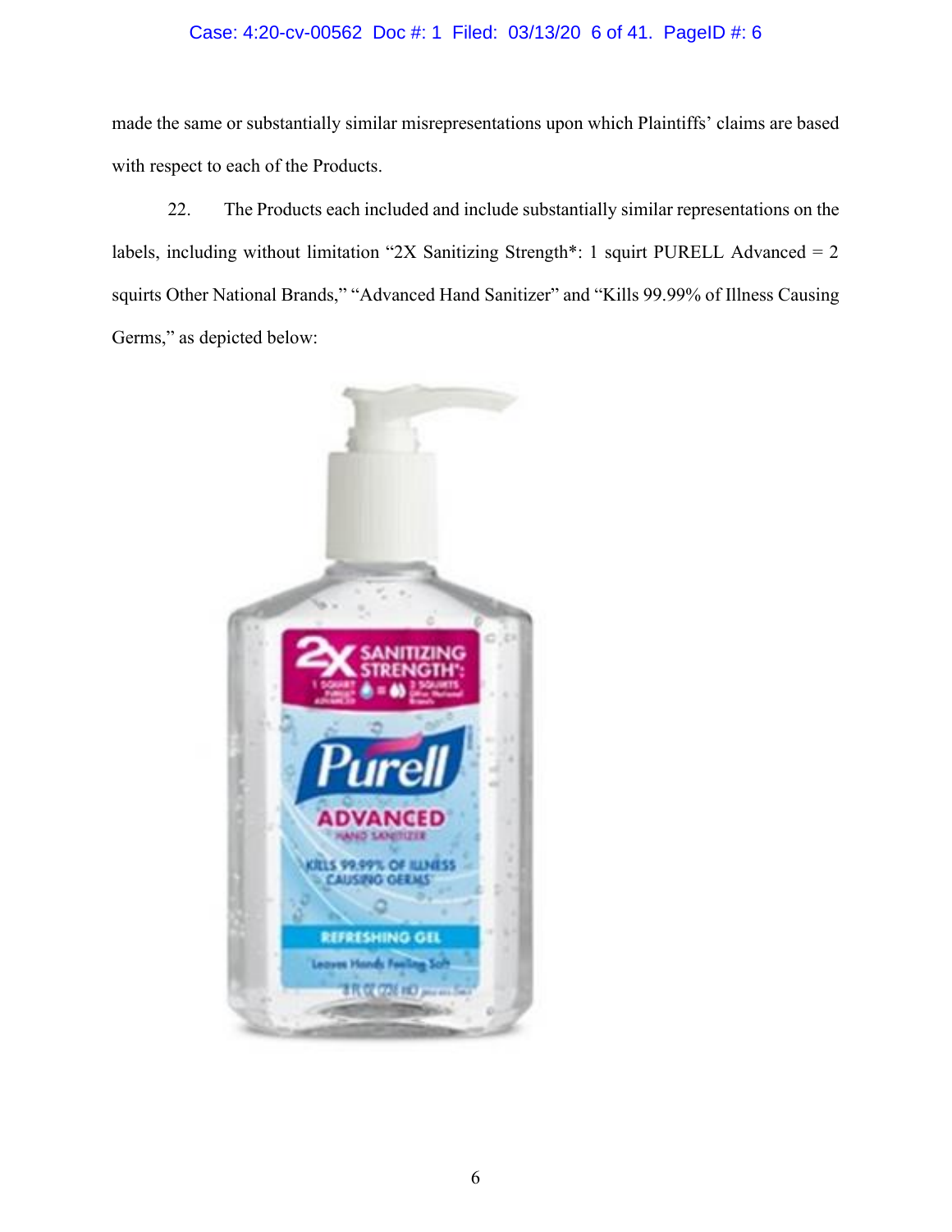made the same or substantially similar misrepresentations upon which Plaintiffs' claims are based with respect to each of the Products.

22. The Products each included and include substantially similar representations on the labels, including without limitation "2X Sanitizing Strength*: 1 squirt PURELL Advanced = 2 squirts Other National Brands," "Advanced Hand Sanitizer" and "Kills 99.99% of Illness Causing Germs," as depicted below: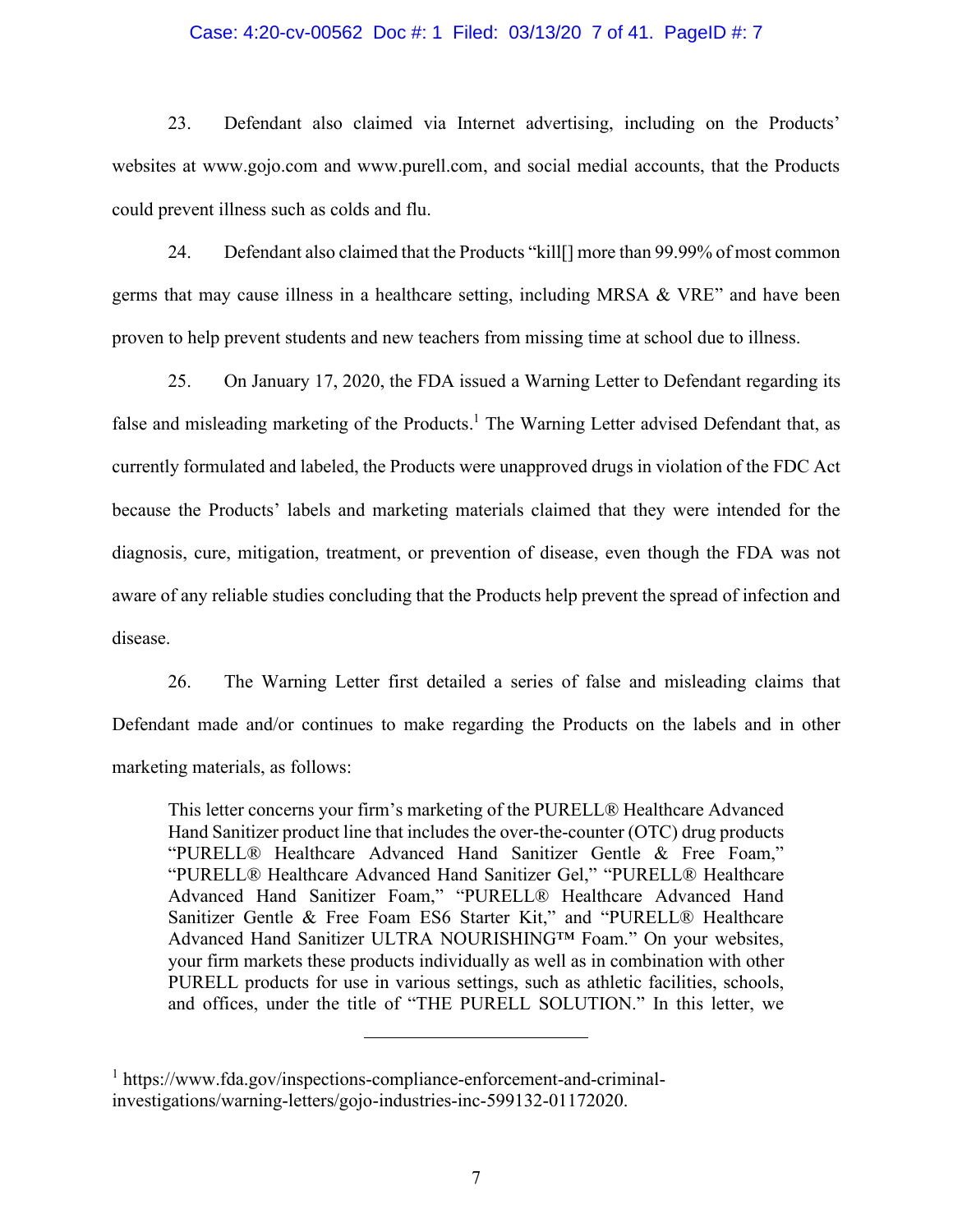23. Defendant also claimed via Internet advertising, including on the Products' websites at www.gojo.com and www.purell.com, and social medial accounts, that the Products could prevent illness such as colds and flu.

24. Defendant also claimed that the Products "kill[] more than 99.99% of most common germs that may cause illness in a healthcare setting, including MRSA & VRE" and have been proven to help prevent students and new teachers from missing time at school due to illness.

25. On January 17, 2020, the FDA issued a Warning Letter to Defendant regarding its false and misleading marketing of the Products.[1] The Warning Letter advised Defendant that, as currently formulated and labeled, the Products were unapproved drugs in violation of the FDC Act because the Products' labels and marketing materials claimed that they were intended for the diagnosis, cure, mitigation, treatment, or prevention of disease, even though the FDA was not aware of any reliable studies concluding that the Products help prevent the spread of infection and disease.

26. The Warning Letter first detailed a series of false and misleading claims that Defendant made and/or continues to make regarding the Products on the labels and in other marketing materials, as follows:

> This letter concerns your firm's marketing of the PURELL® Healthcare Advanced Hand Sanitizer product line that includes the over-the-counter (OTC) drug products "PURELL® Healthcare Advanced Hand Sanitizer Gentle & Free Foam," "PURELL® Healthcare Advanced Hand Sanitizer Gel," "PURELL® Healthcare Advanced Hand Sanitizer Foam," "PURELL® Healthcare Advanced Hand Sanitizer Gentle & Free Foam ES6 Starter Kit," and "PURELL® Healthcare Advanced Hand Sanitizer ULTRA NOURISHING™ Foam." On your websites, your firm markets these products individually as well as in combination with other PURELL products for use in various settings, such as athletic facilities, schools, and offices, under the title of "THE PURELL SOLUTION." In this letter, we

---

[1] https://www.fda.gov/inspections-compliance-enforcement-and-criminal-investigations/warning-letters/gojo-industries-inc-599132-01172020.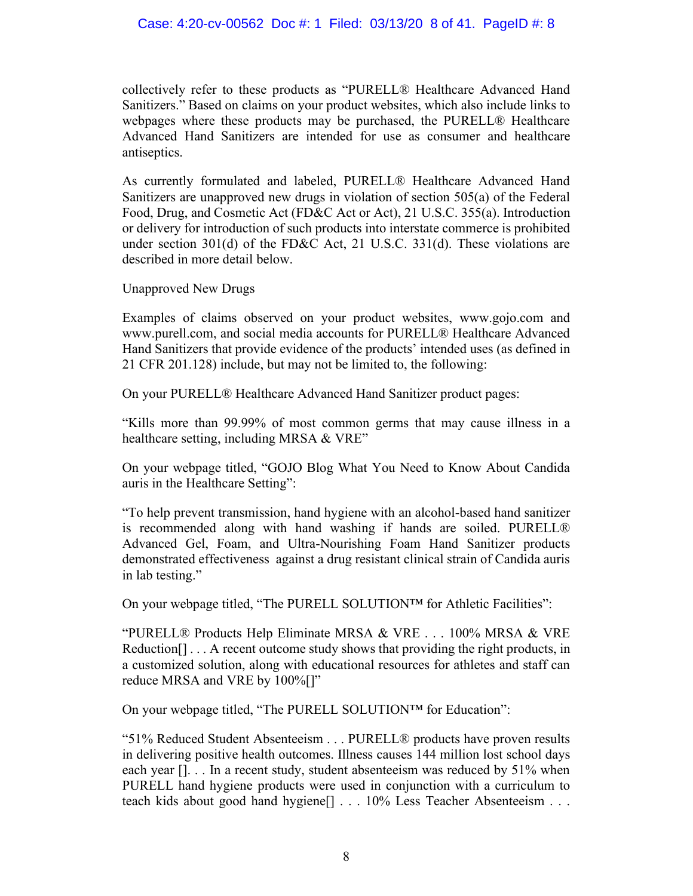collectively refer to these products as "PURELL® Healthcare Advanced Hand Sanitizers." Based on claims on your product websites, which also include links to webpages where these products may be purchased, the PURELL® Healthcare Advanced Hand Sanitizers are intended for use as consumer and healthcare antiseptics.

As currently formulated and labeled, PURELL® Healthcare Advanced Hand Sanitizers are unapproved new drugs in violation of section 505(a) of the Federal Food, Drug, and Cosmetic Act (FD&C Act or Act), 21 U.S.C. 355(a). Introduction or delivery for introduction of such products into interstate commerce is prohibited under section 301(d) of the FD&C Act, 21 U.S.C. 331(d). These violations are described in more detail below.

Unapproved New Drugs

Examples of claims observed on your product websites, www.gojo.com and www.purell.com, and social media accounts for PURELL® Healthcare Advanced Hand Sanitizers that provide evidence of the products' intended uses (as defined in 21 CFR 201.128) include, but may not be limited to, the following:

On your PURELL® Healthcare Advanced Hand Sanitizer product pages:

"Kills more than 99.99% of most common germs that may cause illness in a healthcare setting, including MRSA & VRE"

On your webpage titled, "GOJO Blog What You Need to Know About Candida auris in the Healthcare Setting":

"To help prevent transmission, hand hygiene with an alcohol-based hand sanitizer is recommended along with hand washing if hands are soiled. PURELL® Advanced Gel, Foam, and Ultra-Nourishing Foam Hand Sanitizer products demonstrated effectiveness against a drug resistant clinical strain of Candida auris in lab testing."

On your webpage titled, "The PURELL SOLUTION™ for Athletic Facilities":

"PURELL® Products Help Eliminate MRSA & VRE . . . 100% MRSA & VRE Reduction[] . . . A recent outcome study shows that providing the right products, in a customized solution, along with educational resources for athletes and staff can reduce MRSA and VRE by 100%[]"

On your webpage titled, "The PURELL SOLUTION™ for Education":

"51% Reduced Student Absenteeism . . . PURELL® products have proven results in delivering positive health outcomes. Illness causes 144 million lost school days each year []. . . In a recent study, student absenteeism was reduced by 51% when PURELL hand hygiene products were used in conjunction with a curriculum to teach kids about good hand hygiene[] . . . 10% Less Teacher Absenteeism . . .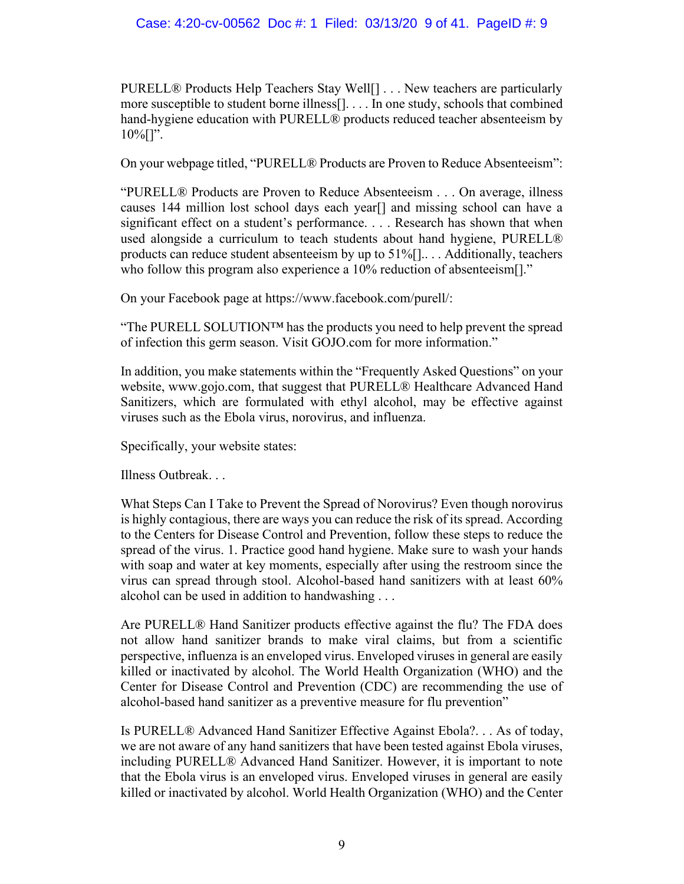PURELL® Products Help Teachers Stay Well[] . . . New teachers are particularly more susceptible to student borne illness[]. . . . In one study, schools that combined hand-hygiene education with PURELL® products reduced teacher absenteeism by 10%[]".

On your webpage titled, "PURELL® Products are Proven to Reduce Absenteeism":

"PURELL® Products are Proven to Reduce Absenteeism . . . On average, illness causes 144 million lost school days each year[] and missing school can have a significant effect on a student's performance. . . . Research has shown that when used alongside a curriculum to teach students about hand hygiene, PURELL® products can reduce student absenteeism by up to 51%[].. . . Additionally, teachers who follow this program also experience a 10% reduction of absenteeism[]."

On your Facebook page at https://www.facebook.com/purell/:

"The PURELL SOLUTION™ has the products you need to help prevent the spread of infection this germ season. Visit GOJO.com for more information."

In addition, you make statements within the "Frequently Asked Questions" on your website, www.gojo.com, that suggest that PURELL® Healthcare Advanced Hand Sanitizers, which are formulated with ethyl alcohol, may be effective against viruses such as the Ebola virus, norovirus, and influenza.

Specifically, your website states:

Illness Outbreak. . .

What Steps Can I Take to Prevent the Spread of Norovirus? Even though norovirus is highly contagious, there are ways you can reduce the risk of its spread. According to the Centers for Disease Control and Prevention, follow these steps to reduce the spread of the virus. 1. Practice good hand hygiene. Make sure to wash your hands with soap and water at key moments, especially after using the restroom since the virus can spread through stool. Alcohol-based hand sanitizers with at least 60% alcohol can be used in addition to handwashing . . .

Are PURELL® Hand Sanitizer products effective against the flu? The FDA does not allow hand sanitizer brands to make viral claims, but from a scientific perspective, influenza is an enveloped virus. Enveloped viruses in general are easily killed or inactivated by alcohol. The World Health Organization (WHO) and the Center for Disease Control and Prevention (CDC) are recommending the use of alcohol-based hand sanitizer as a preventive measure for flu prevention"

Is PURELL® Advanced Hand Sanitizer Effective Against Ebola?. . . As of today, we are not aware of any hand sanitizers that have been tested against Ebola viruses, including PURELL® Advanced Hand Sanitizer. However, it is important to note that the Ebola virus is an enveloped virus. Enveloped viruses in general are easily killed or inactivated by alcohol. World Health Organization (WHO) and the Center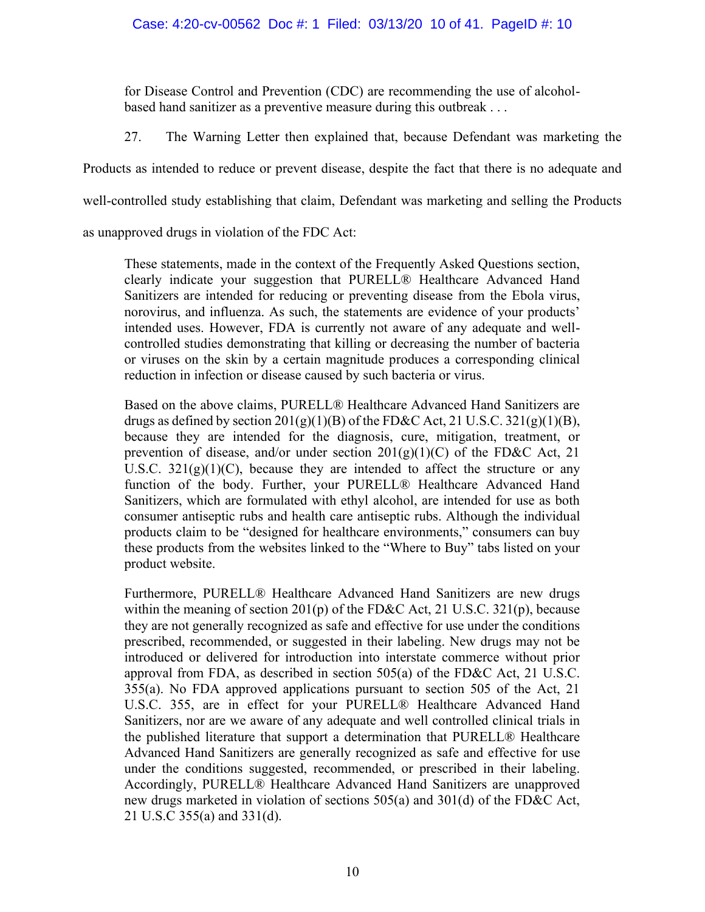for Disease Control and Prevention (CDC) are recommending the use of alcohol-based hand sanitizer as a preventive measure during this outbreak . . .

27. The Warning Letter then explained that, because Defendant was marketing the Products as intended to reduce or prevent disease, despite the fact that there is no adequate and well-controlled study establishing that claim, Defendant was marketing and selling the Products as unapproved drugs in violation of the FDC Act:

> These statements, made in the context of the Frequently Asked Questions section, clearly indicate your suggestion that PURELL® Healthcare Advanced Hand Sanitizers are intended for reducing or preventing disease from the Ebola virus, norovirus, and influenza. As such, the statements are evidence of your products' intended uses. However, FDA is currently not aware of any adequate and well-controlled studies demonstrating that killing or decreasing the number of bacteria or viruses on the skin by a certain magnitude produces a corresponding clinical reduction in infection or disease caused by such bacteria or virus.
>
> Based on the above claims, PURELL® Healthcare Advanced Hand Sanitizers are drugs as defined by section 201(g)(1)(B) of the FD&C Act, 21 U.S.C. 321(g)(1)(B), because they are intended for the diagnosis, cure, mitigation, treatment, or prevention of disease, and/or under section 201(g)(1)(C) of the FD&C Act, 21 U.S.C. 321(g)(1)(C), because they are intended to affect the structure or any function of the body. Further, your PURELL® Healthcare Advanced Hand Sanitizers, which are formulated with ethyl alcohol, are intended for use as both consumer antiseptic rubs and health care antiseptic rubs. Although the individual products claim to be "designed for healthcare environments," consumers can buy these products from the websites linked to the "Where to Buy" tabs listed on your product website.
>
> Furthermore, PURELL® Healthcare Advanced Hand Sanitizers are new drugs within the meaning of section 201(p) of the FD&C Act, 21 U.S.C. 321(p), because they are not generally recognized as safe and effective for use under the conditions prescribed, recommended, or suggested in their labeling. New drugs may not be introduced or delivered for introduction into interstate commerce without prior approval from FDA, as described in section 505(a) of the FD&C Act, 21 U.S.C. 355(a). No FDA approved applications pursuant to section 505 of the Act, 21 U.S.C. 355, are in effect for your PURELL® Healthcare Advanced Hand Sanitizers, nor are we aware of any adequate and well controlled clinical trials in the published literature that support a determination that PURELL® Healthcare Advanced Hand Sanitizers are generally recognized as safe and effective for use under the conditions suggested, recommended, or prescribed in their labeling. Accordingly, PURELL® Healthcare Advanced Hand Sanitizers are unapproved new drugs marketed in violation of sections 505(a) and 301(d) of the FD&C Act, 21 U.S.C 355(a) and 331(d).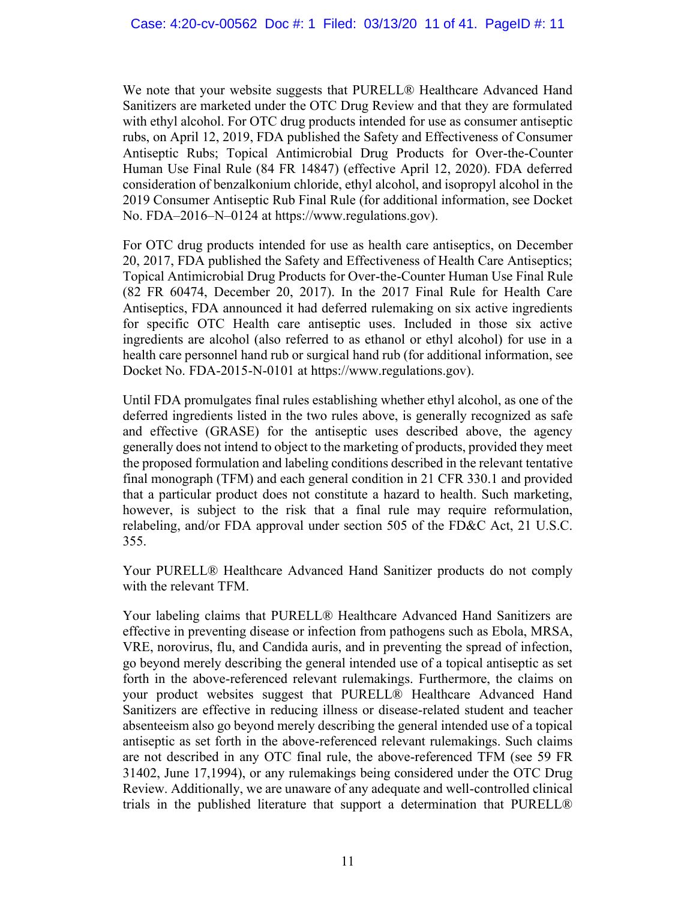We note that your website suggests that PURELL® Healthcare Advanced Hand Sanitizers are marketed under the OTC Drug Review and that they are formulated with ethyl alcohol. For OTC drug products intended for use as consumer antiseptic rubs, on April 12, 2019, FDA published the Safety and Effectiveness of Consumer Antiseptic Rubs; Topical Antimicrobial Drug Products for Over-the-Counter Human Use Final Rule (84 FR 14847) (effective April 12, 2020). FDA deferred consideration of benzalkonium chloride, ethyl alcohol, and isopropyl alcohol in the 2019 Consumer Antiseptic Rub Final Rule (for additional information, see Docket No. FDA–2016–N–0124 at https://www.regulations.gov).

For OTC drug products intended for use as health care antiseptics, on December 20, 2017, FDA published the Safety and Effectiveness of Health Care Antiseptics; Topical Antimicrobial Drug Products for Over-the-Counter Human Use Final Rule (82 FR 60474, December 20, 2017). In the 2017 Final Rule for Health Care Antiseptics, FDA announced it had deferred rulemaking on six active ingredients for specific OTC Health care antiseptic uses. Included in those six active ingredients are alcohol (also referred to as ethanol or ethyl alcohol) for use in a health care personnel hand rub or surgical hand rub (for additional information, see Docket No. FDA-2015-N-0101 at https://www.regulations.gov).

Until FDA promulgates final rules establishing whether ethyl alcohol, as one of the deferred ingredients listed in the two rules above, is generally recognized as safe and effective (GRASE) for the antiseptic uses described above, the agency generally does not intend to object to the marketing of products, provided they meet the proposed formulation and labeling conditions described in the relevant tentative final monograph (TFM) and each general condition in 21 CFR 330.1 and provided that a particular product does not constitute a hazard to health. Such marketing, however, is subject to the risk that a final rule may require reformulation, relabeling, and/or FDA approval under section 505 of the FD&C Act, 21 U.S.C. 355.

Your PURELL® Healthcare Advanced Hand Sanitizer products do not comply with the relevant TFM.

Your labeling claims that PURELL® Healthcare Advanced Hand Sanitizers are effective in preventing disease or infection from pathogens such as Ebola, MRSA, VRE, norovirus, flu, and Candida auris, and in preventing the spread of infection, go beyond merely describing the general intended use of a topical antiseptic as set forth in the above-referenced relevant rulemakings. Furthermore, the claims on your product websites suggest that PURELL® Healthcare Advanced Hand Sanitizers are effective in reducing illness or disease-related student and teacher absenteeism also go beyond merely describing the general intended use of a topical antiseptic as set forth in the above-referenced relevant rulemakings. Such claims are not described in any OTC final rule, the above-referenced TFM (see 59 FR 31402, June 17,1994), or any rulemakings being considered under the OTC Drug Review. Additionally, we are unaware of any adequate and well-controlled clinical trials in the published literature that support a determination that PURELL®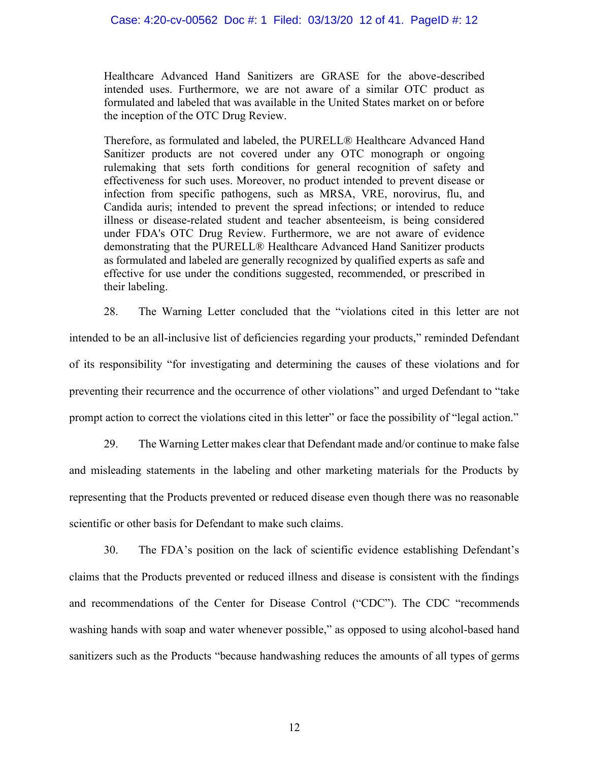> Healthcare Advanced Hand Sanitizers are GRASE for the above-described intended uses. Furthermore, we are not aware of a similar OTC product as formulated and labeled that was available in the United States market on or before the inception of the OTC Drug Review.
>
> Therefore, as formulated and labeled, the PURELL® Healthcare Advanced Hand Sanitizer products are not covered under any OTC monograph or ongoing rulemaking that sets forth conditions for general recognition of safety and effectiveness for such uses. Moreover, no product intended to prevent disease or infection from specific pathogens, such as MRSA, VRE, norovirus, flu, and Candida auris; intended to prevent the spread infections; or intended to reduce illness or disease-related student and teacher absenteeism, is being considered under FDA's OTC Drug Review. Furthermore, we are not aware of evidence demonstrating that the PURELL® Healthcare Advanced Hand Sanitizer products as formulated and labeled are generally recognized by qualified experts as safe and effective for use under the conditions suggested, recommended, or prescribed in their labeling.

28. The Warning Letter concluded that the "violations cited in this letter are not intended to be an all-inclusive list of deficiencies regarding your products," reminded Defendant of its responsibility "for investigating and determining the causes of these violations and for preventing their recurrence and the occurrence of other violations" and urged Defendant to "take prompt action to correct the violations cited in this letter" or face the possibility of "legal action."

29. The Warning Letter makes clear that Defendant made and/or continue to make false and misleading statements in the labeling and other marketing materials for the Products by representing that the Products prevented or reduced disease even though there was no reasonable scientific or other basis for Defendant to make such claims.

30. The FDA's position on the lack of scientific evidence establishing Defendant's claims that the Products prevented or reduced illness and disease is consistent with the findings and recommendations of the Center for Disease Control ("CDC"). The CDC "recommends washing hands with soap and water whenever possible," as opposed to using alcohol-based hand sanitizers such as the Products "because handwashing reduces the amounts of all types of germs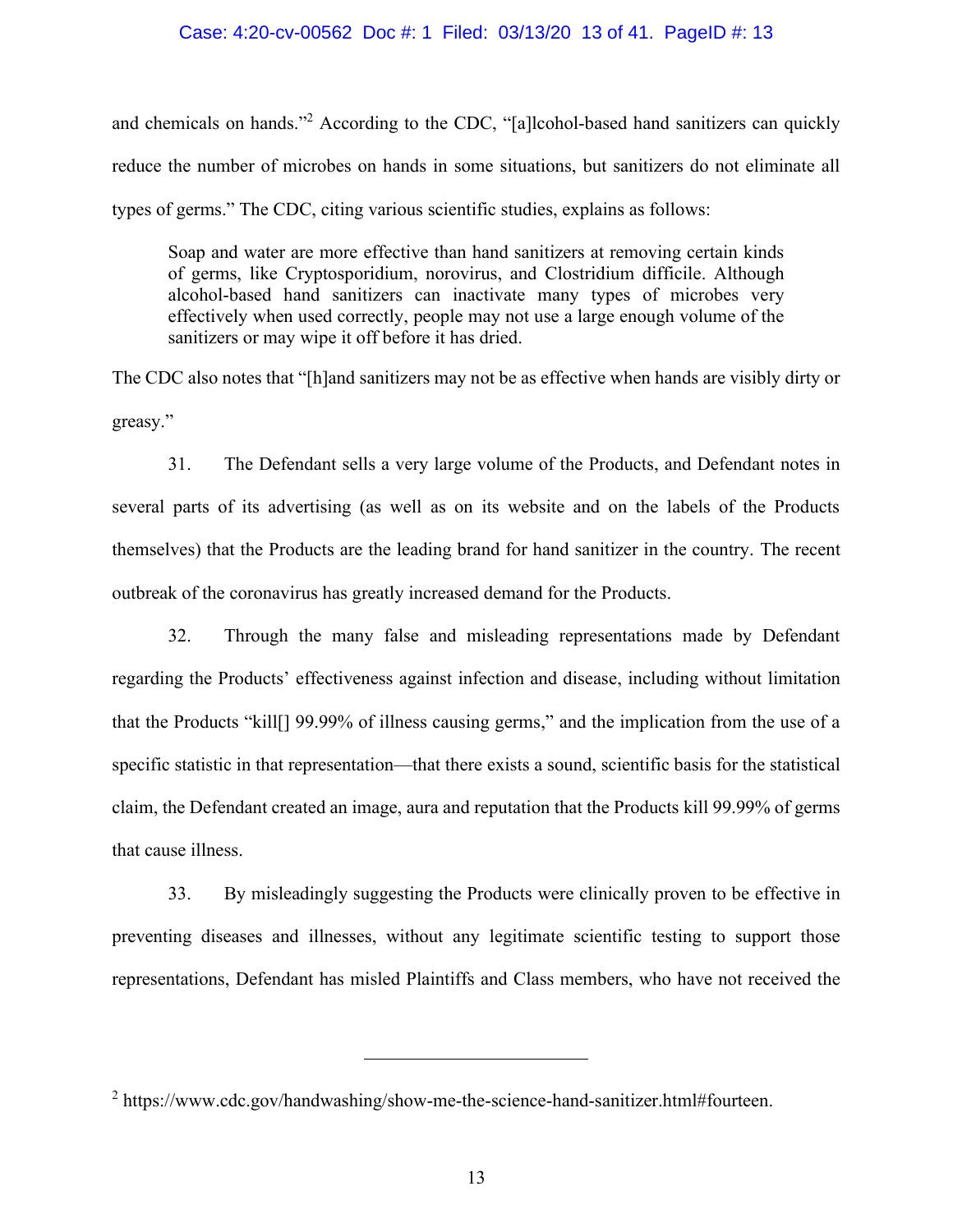and chemicals on hands."[2] According to the CDC, "[a]lcohol-based hand sanitizers can quickly reduce the number of microbes on hands in some situations, but sanitizers do not eliminate all types of germs." The CDC, citing various scientific studies, explains as follows:

> Soap and water are more effective than hand sanitizers at removing certain kinds of germs, like Cryptosporidium, norovirus, and Clostridium difficile. Although alcohol-based hand sanitizers can inactivate many types of microbes very effectively when used correctly, people may not use a large enough volume of the sanitizers or may wipe it off before it has dried.

The CDC also notes that "[h]and sanitizers may not be as effective when hands are visibly dirty or greasy."

31. The Defendant sells a very large volume of the Products, and Defendant notes in several parts of its advertising (as well as on its website and on the labels of the Products themselves) that the Products are the leading brand for hand sanitizer in the country. The recent outbreak of the coronavirus has greatly increased demand for the Products.

32. Through the many false and misleading representations made by Defendant regarding the Products' effectiveness against infection and disease, including without limitation that the Products "kill[] 99.99% of illness causing germs," and the implication from the use of a specific statistic in that representation—that there exists a sound, scientific basis for the statistical claim, the Defendant created an image, aura and reputation that the Products kill 99.99% of germs that cause illness.

33. By misleadingly suggesting the Products were clinically proven to be effective in preventing diseases and illnesses, without any legitimate scientific testing to support those representations, Defendant has misled Plaintiffs and Class members, who have not received the

---

[2] https://www.cdc.gov/handwashing/show-me-the-science-hand-sanitizer.html#fourteen.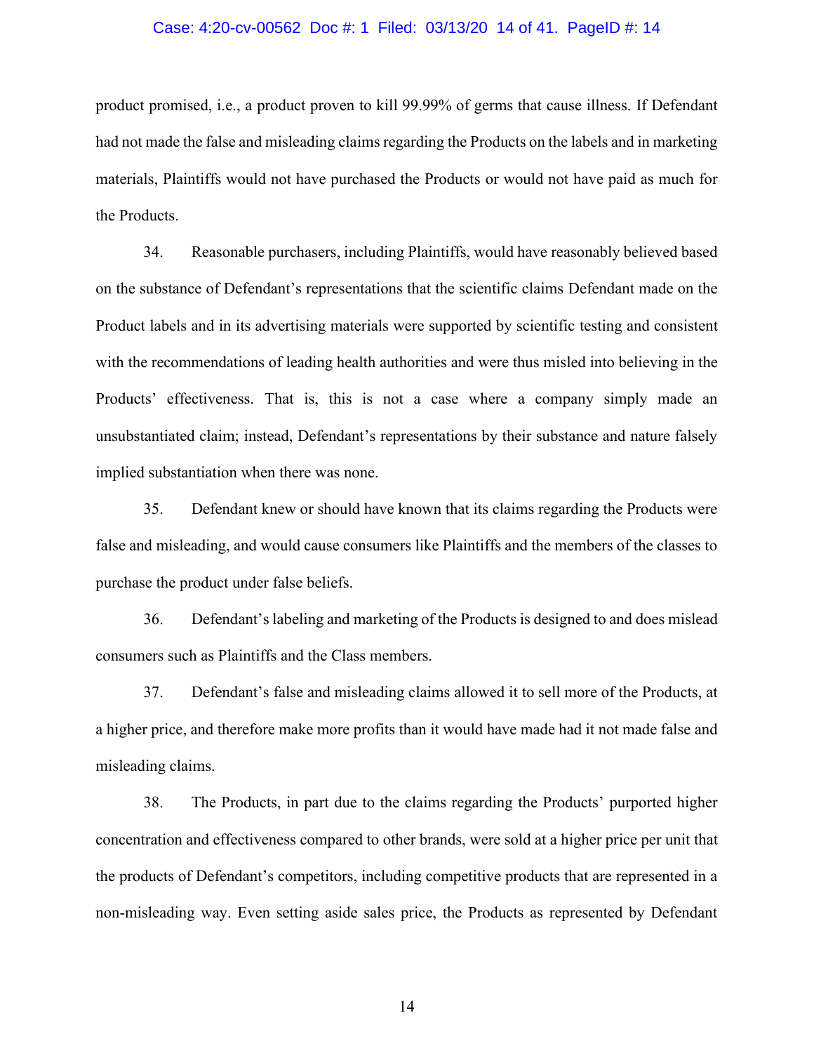product promised, i.e., a product proven to kill 99.99% of germs that cause illness. If Defendant had not made the false and misleading claims regarding the Products on the labels and in marketing materials, Plaintiffs would not have purchased the Products or would not have paid as much for the Products.

34. Reasonable purchasers, including Plaintiffs, would have reasonably believed based on the substance of Defendant's representations that the scientific claims Defendant made on the Product labels and in its advertising materials were supported by scientific testing and consistent with the recommendations of leading health authorities and were thus misled into believing in the Products' effectiveness. That is, this is not a case where a company simply made an unsubstantiated claim; instead, Defendant's representations by their substance and nature falsely implied substantiation when there was none.

35. Defendant knew or should have known that its claims regarding the Products were false and misleading, and would cause consumers like Plaintiffs and the members of the classes to purchase the product under false beliefs.

36. Defendant's labeling and marketing of the Products is designed to and does mislead consumers such as Plaintiffs and the Class members.

37. Defendant's false and misleading claims allowed it to sell more of the Products, at a higher price, and therefore make more profits than it would have made had it not made false and misleading claims.

38. The Products, in part due to the claims regarding the Products' purported higher concentration and effectiveness compared to other brands, were sold at a higher price per unit that the products of Defendant's competitors, including competitive products that are represented in a non-misleading way. Even setting aside sales price, the Products as represented by Defendant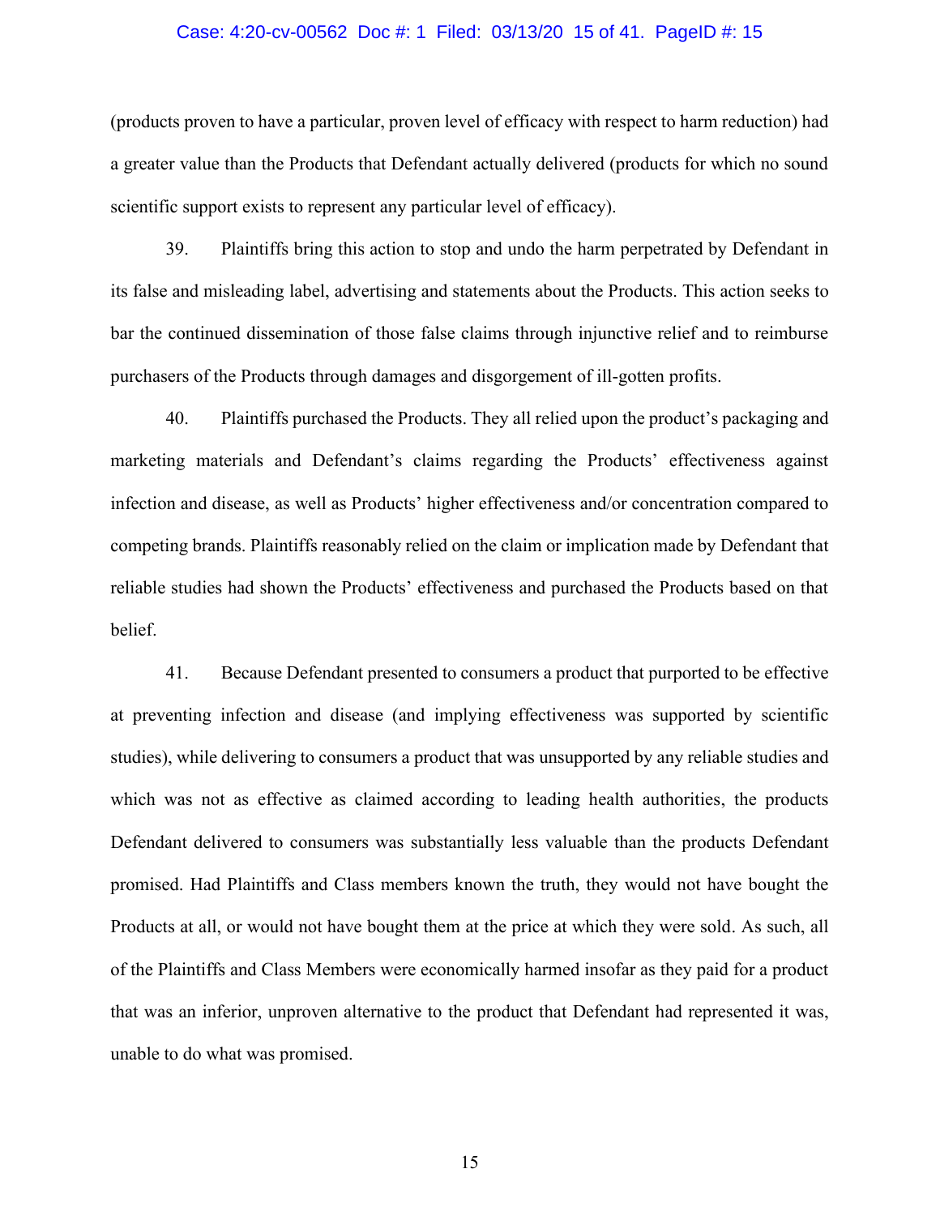(products proven to have a particular, proven level of efficacy with respect to harm reduction) had a greater value than the Products that Defendant actually delivered (products for which no sound scientific support exists to represent any particular level of efficacy).

39. Plaintiffs bring this action to stop and undo the harm perpetrated by Defendant in its false and misleading label, advertising and statements about the Products. This action seeks to bar the continued dissemination of those false claims through injunctive relief and to reimburse purchasers of the Products through damages and disgorgement of ill-gotten profits.

40. Plaintiffs purchased the Products. They all relied upon the product's packaging and marketing materials and Defendant's claims regarding the Products' effectiveness against infection and disease, as well as Products' higher effectiveness and/or concentration compared to competing brands. Plaintiffs reasonably relied on the claim or implication made by Defendant that reliable studies had shown the Products' effectiveness and purchased the Products based on that belief.

41. Because Defendant presented to consumers a product that purported to be effective at preventing infection and disease (and implying effectiveness was supported by scientific studies), while delivering to consumers a product that was unsupported by any reliable studies and which was not as effective as claimed according to leading health authorities, the products Defendant delivered to consumers was substantially less valuable than the products Defendant promised. Had Plaintiffs and Class members known the truth, they would not have bought the Products at all, or would not have bought them at the price at which they were sold. As such, all of the Plaintiffs and Class Members were economically harmed insofar as they paid for a product that was an inferior, unproven alternative to the product that Defendant had represented it was, unable to do what was promised.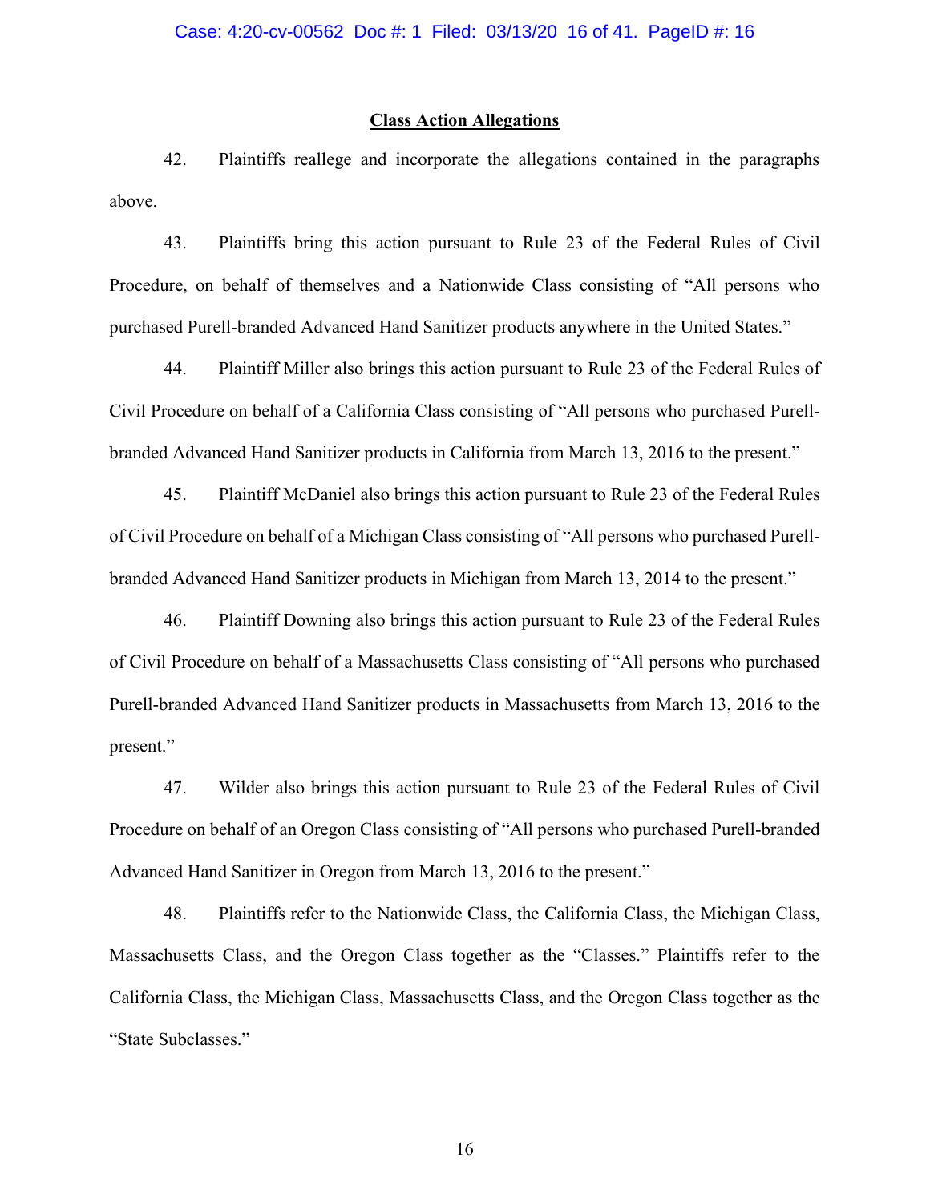## Class Action Allegations

42. Plaintiffs reallege and incorporate the allegations contained in the paragraphs above.

43. Plaintiffs bring this action pursuant to Rule 23 of the Federal Rules of Civil Procedure, on behalf of themselves and a Nationwide Class consisting of "All persons who purchased Purell-branded Advanced Hand Sanitizer products anywhere in the United States."

44. Plaintiff Miller also brings this action pursuant to Rule 23 of the Federal Rules of Civil Procedure on behalf of a California Class consisting of "All persons who purchased Purell-branded Advanced Hand Sanitizer products in California from March 13, 2016 to the present."

45. Plaintiff McDaniel also brings this action pursuant to Rule 23 of the Federal Rules of Civil Procedure on behalf of a Michigan Class consisting of "All persons who purchased Purell-branded Advanced Hand Sanitizer products in Michigan from March 13, 2014 to the present."

46. Plaintiff Downing also brings this action pursuant to Rule 23 of the Federal Rules of Civil Procedure on behalf of a Massachusetts Class consisting of "All persons who purchased Purell-branded Advanced Hand Sanitizer products in Massachusetts from March 13, 2016 to the present."

47. Wilder also brings this action pursuant to Rule 23 of the Federal Rules of Civil Procedure on behalf of an Oregon Class consisting of "All persons who purchased Purell-branded Advanced Hand Sanitizer in Oregon from March 13, 2016 to the present."

48. Plaintiffs refer to the Nationwide Class, the California Class, the Michigan Class, Massachusetts Class, and the Oregon Class together as the "Classes." Plaintiffs refer to the California Class, the Michigan Class, Massachusetts Class, and the Oregon Class together as the "State Subclasses."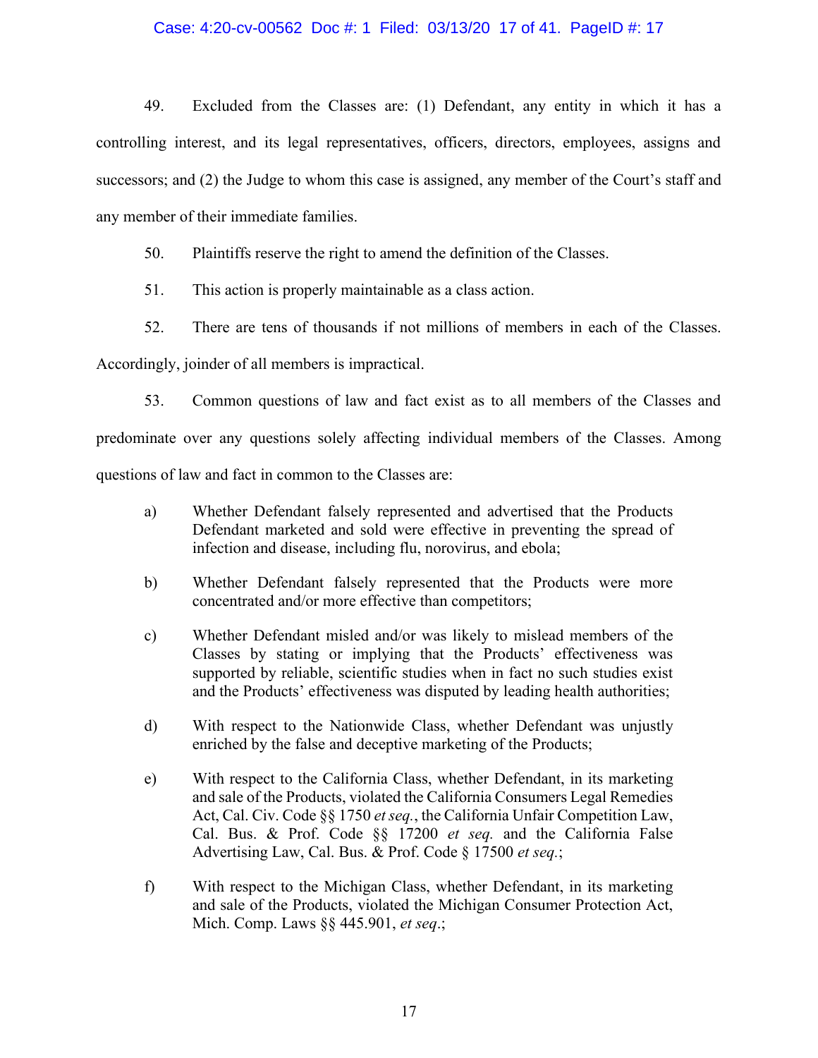49. Excluded from the Classes are: (1) Defendant, any entity in which it has a controlling interest, and its legal representatives, officers, directors, employees, assigns and successors; and (2) the Judge to whom this case is assigned, any member of the Court's staff and any member of their immediate families.

50. Plaintiffs reserve the right to amend the definition of the Classes.

51. This action is properly maintainable as a class action.

52. There are tens of thousands if not millions of members in each of the Classes. Accordingly, joinder of all members is impractical.

53. Common questions of law and fact exist as to all members of the Classes and predominate over any questions solely affecting individual members of the Classes. Among questions of law and fact in common to the Classes are:

a) Whether Defendant falsely represented and advertised that the Products Defendant marketed and sold were effective in preventing the spread of infection and disease, including flu, norovirus, and ebola;

b) Whether Defendant falsely represented that the Products were more concentrated and/or more effective than competitors;

c) Whether Defendant misled and/or was likely to mislead members of the Classes by stating or implying that the Products' effectiveness was supported by reliable, scientific studies when in fact no such studies exist and the Products' effectiveness was disputed by leading health authorities;

d) With respect to the Nationwide Class, whether Defendant was unjustly enriched by the false and deceptive marketing of the Products;

e) With respect to the California Class, whether Defendant, in its marketing and sale of the Products, violated the California Consumers Legal Remedies Act, Cal. Civ. Code §§ 1750 *et seq.*, the California Unfair Competition Law, Cal. Bus. & Prof. Code §§ 17200 *et seq.* and the California False Advertising Law, Cal. Bus. & Prof. Code § 17500 *et seq.*;

f) With respect to the Michigan Class, whether Defendant, in its marketing and sale of the Products, violated the Michigan Consumer Protection Act, Mich. Comp. Laws §§ 445.901, *et seq*.;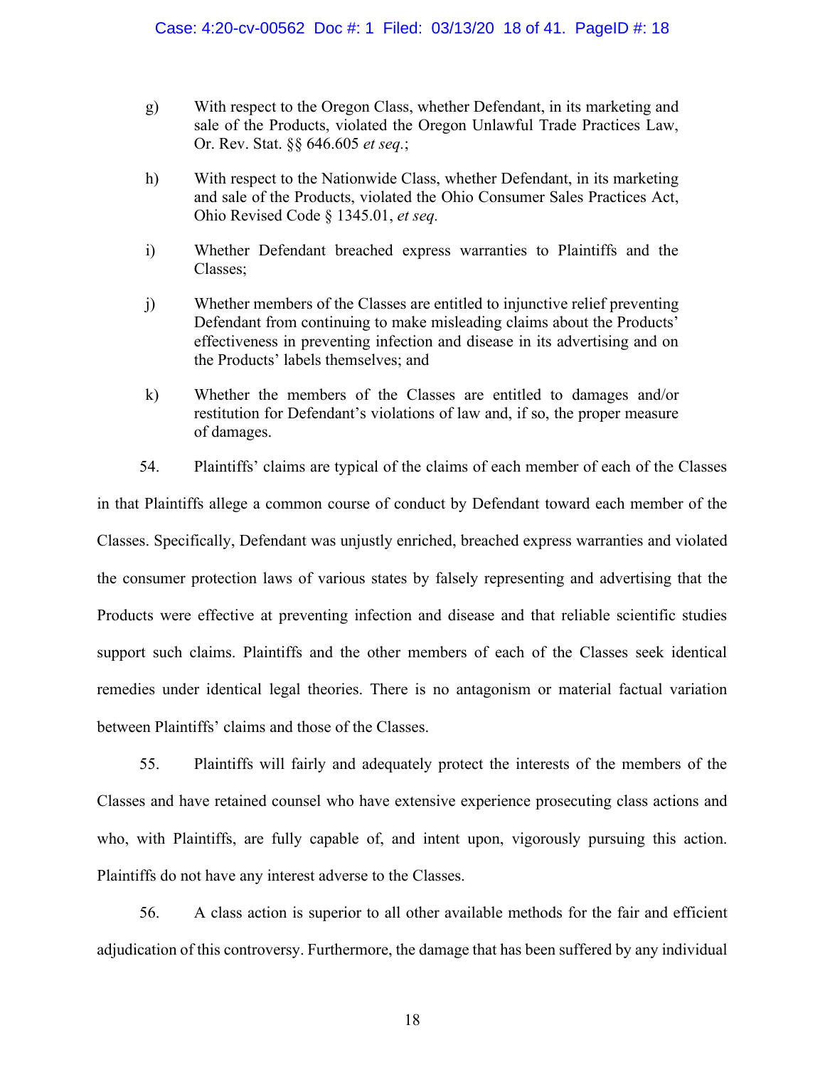g) With respect to the Oregon Class, whether Defendant, in its marketing and sale of the Products, violated the Oregon Unlawful Trade Practices Law, Or. Rev. Stat. §§ 646.605 *et seq.*;

h) With respect to the Nationwide Class, whether Defendant, in its marketing and sale of the Products, violated the Ohio Consumer Sales Practices Act, Ohio Revised Code § 1345.01, *et seq.*

i) Whether Defendant breached express warranties to Plaintiffs and the Classes;

j) Whether members of the Classes are entitled to injunctive relief preventing Defendant from continuing to make misleading claims about the Products' effectiveness in preventing infection and disease in its advertising and on the Products' labels themselves; and

k) Whether the members of the Classes are entitled to damages and/or restitution for Defendant's violations of law and, if so, the proper measure of damages.

54. Plaintiffs' claims are typical of the claims of each member of each of the Classes in that Plaintiffs allege a common course of conduct by Defendant toward each member of the Classes. Specifically, Defendant was unjustly enriched, breached express warranties and violated the consumer protection laws of various states by falsely representing and advertising that the Products were effective at preventing infection and disease and that reliable scientific studies support such claims. Plaintiffs and the other members of each of the Classes seek identical remedies under identical legal theories. There is no antagonism or material factual variation between Plaintiffs' claims and those of the Classes.

55. Plaintiffs will fairly and adequately protect the interests of the members of the Classes and have retained counsel who have extensive experience prosecuting class actions and who, with Plaintiffs, are fully capable of, and intent upon, vigorously pursuing this action. Plaintiffs do not have any interest adverse to the Classes.

56. A class action is superior to all other available methods for the fair and efficient adjudication of this controversy. Furthermore, the damage that has been suffered by any individual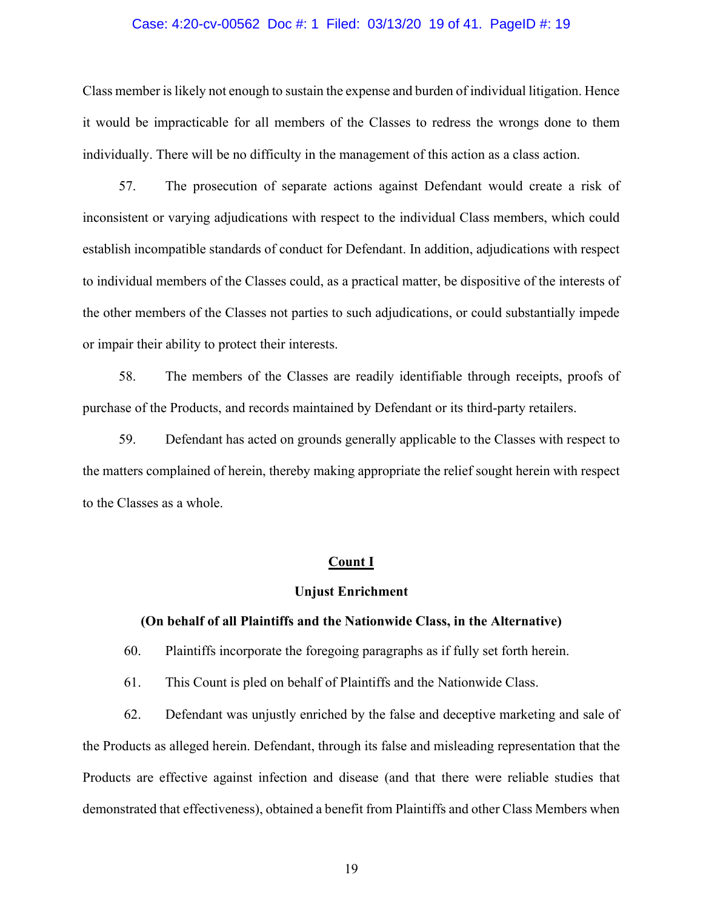Class member is likely not enough to sustain the expense and burden of individual litigation. Hence it would be impracticable for all members of the Classes to redress the wrongs done to them individually. There will be no difficulty in the management of this action as a class action.

57. The prosecution of separate actions against Defendant would create a risk of inconsistent or varying adjudications with respect to the individual Class members, which could establish incompatible standards of conduct for Defendant. In addition, adjudications with respect to individual members of the Classes could, as a practical matter, be dispositive of the interests of the other members of the Classes not parties to such adjudications, or could substantially impede or impair their ability to protect their interests.

58. The members of the Classes are readily identifiable through receipts, proofs of purchase of the Products, and records maintained by Defendant or its third-party retailers.

59. Defendant has acted on grounds generally applicable to the Classes with respect to the matters complained of herein, thereby making appropriate the relief sought herein with respect to the Classes as a whole.

## Count I

### Unjust Enrichment

**(On behalf of all Plaintiffs and the Nationwide Class, in the Alternative)**

60. Plaintiffs incorporate the foregoing paragraphs as if fully set forth herein.

61. This Count is pled on behalf of Plaintiffs and the Nationwide Class.

62. Defendant was unjustly enriched by the false and deceptive marketing and sale of the Products as alleged herein. Defendant, through its false and misleading representation that the Products are effective against infection and disease (and that there were reliable studies that demonstrated that effectiveness), obtained a benefit from Plaintiffs and other Class Members when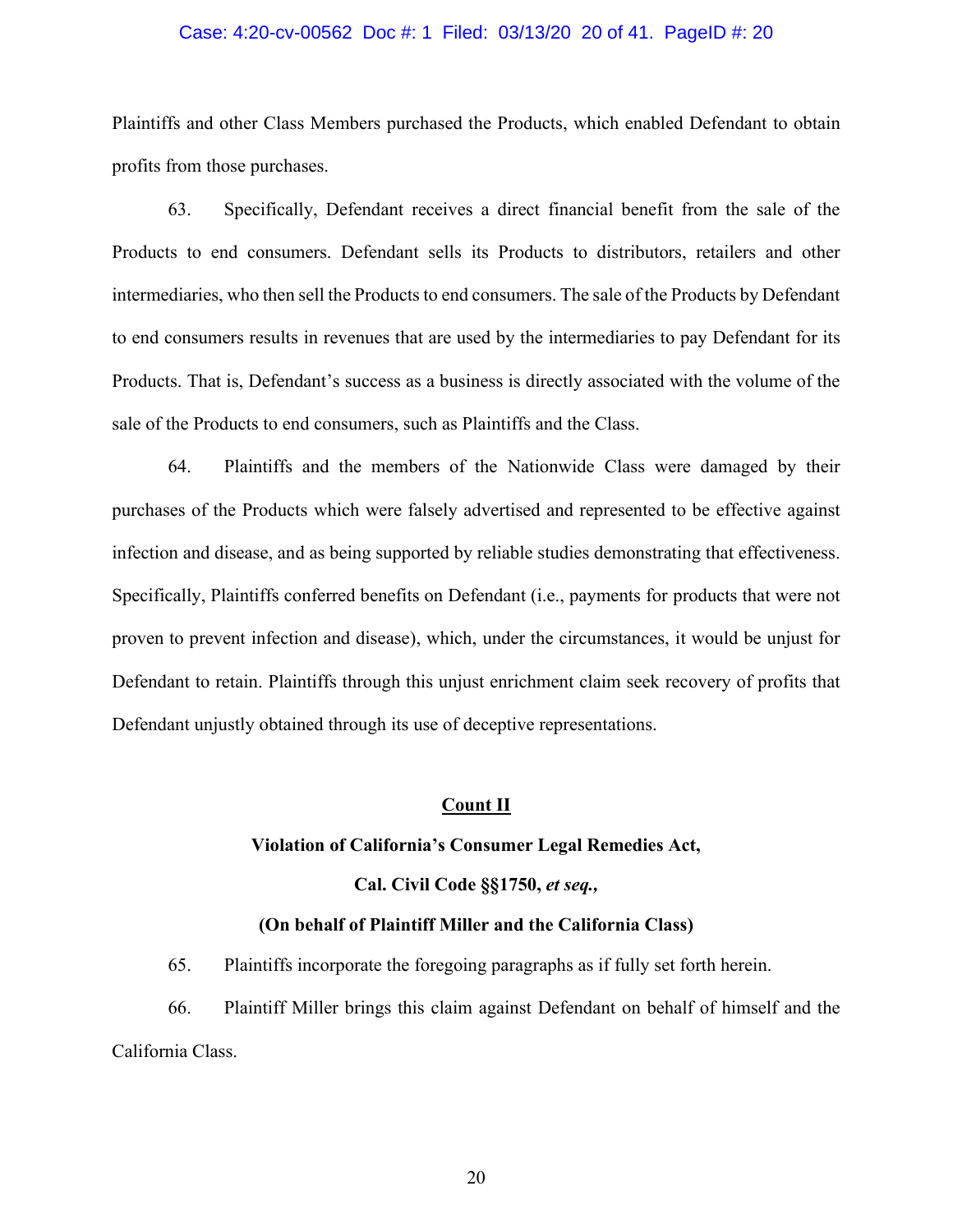Plaintiffs and other Class Members purchased the Products, which enabled Defendant to obtain profits from those purchases.

63. Specifically, Defendant receives a direct financial benefit from the sale of the Products to end consumers. Defendant sells its Products to distributors, retailers and other intermediaries, who then sell the Products to end consumers. The sale of the Products by Defendant to end consumers results in revenues that are used by the intermediaries to pay Defendant for its Products. That is, Defendant's success as a business is directly associated with the volume of the sale of the Products to end consumers, such as Plaintiffs and the Class.

64. Plaintiffs and the members of the Nationwide Class were damaged by their purchases of the Products which were falsely advertised and represented to be effective against infection and disease, and as being supported by reliable studies demonstrating that effectiveness. Specifically, Plaintiffs conferred benefits on Defendant (i.e., payments for products that were not proven to prevent infection and disease), which, under the circumstances, it would be unjust for Defendant to retain. Plaintiffs through this unjust enrichment claim seek recovery of profits that Defendant unjustly obtained through its use of deceptive representations.

**Count II**

**Violation of California's Consumer Legal Remedies Act,**

**Cal. Civil Code §§1750, *et seq.*,**

**(On behalf of Plaintiff Miller and the California Class)**

65. Plaintiffs incorporate the foregoing paragraphs as if fully set forth herein.

66. Plaintiff Miller brings this claim against Defendant on behalf of himself and the California Class.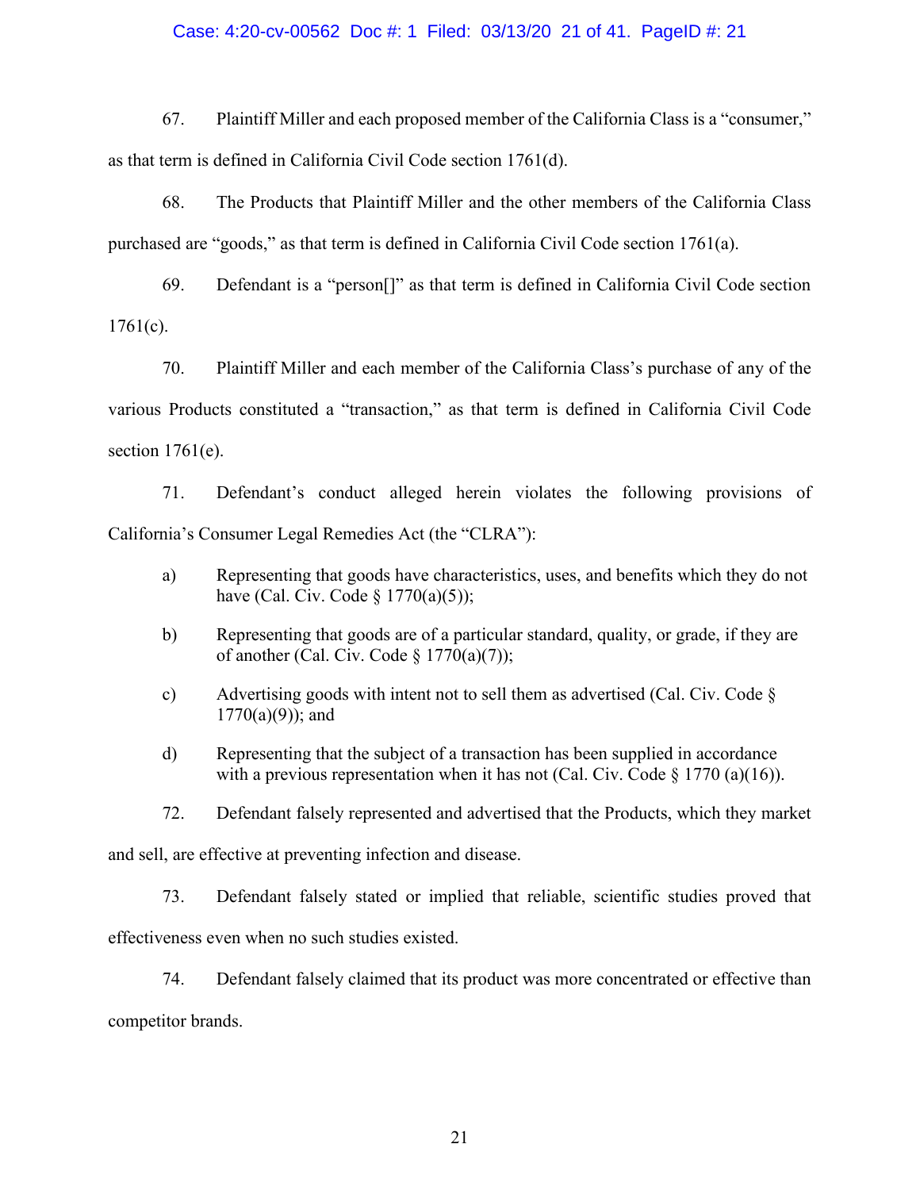67. Plaintiff Miller and each proposed member of the California Class is a "consumer," as that term is defined in California Civil Code section 1761(d).

68. The Products that Plaintiff Miller and the other members of the California Class purchased are "goods," as that term is defined in California Civil Code section 1761(a).

69. Defendant is a "person[]" as that term is defined in California Civil Code section 1761(c).

70. Plaintiff Miller and each member of the California Class's purchase of any of the various Products constituted a "transaction," as that term is defined in California Civil Code section 1761(e).

71. Defendant's conduct alleged herein violates the following provisions of California's Consumer Legal Remedies Act (the "CLRA"):

a) Representing that goods have characteristics, uses, and benefits which they do not have (Cal. Civ. Code § 1770(a)(5));

b) Representing that goods are of a particular standard, quality, or grade, if they are of another (Cal. Civ. Code § 1770(a)(7));

c) Advertising goods with intent not to sell them as advertised (Cal. Civ. Code § 1770(a)(9)); and

d) Representing that the subject of a transaction has been supplied in accordance with a previous representation when it has not (Cal. Civ. Code § 1770 (a)(16)).

72. Defendant falsely represented and advertised that the Products, which they market and sell, are effective at preventing infection and disease.

73. Defendant falsely stated or implied that reliable, scientific studies proved that effectiveness even when no such studies existed.

74. Defendant falsely claimed that its product was more concentrated or effective than competitor brands.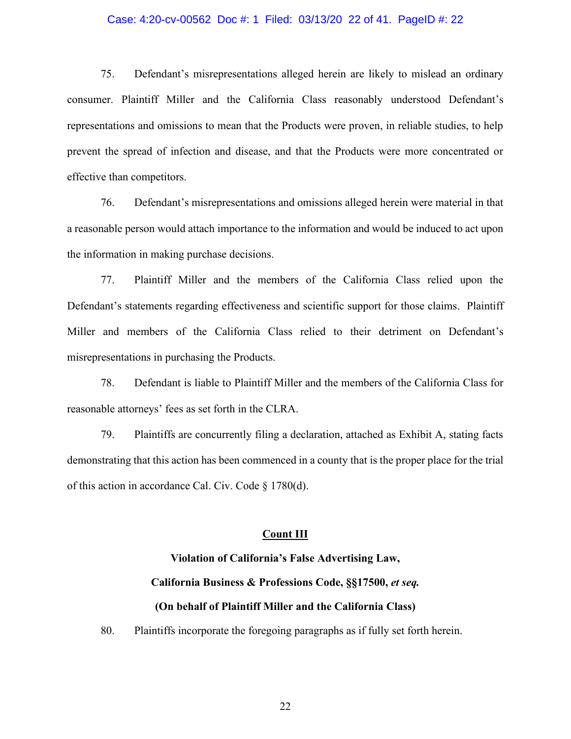75. Defendant's misrepresentations alleged herein are likely to mislead an ordinary consumer. Plaintiff Miller and the California Class reasonably understood Defendant's representations and omissions to mean that the Products were proven, in reliable studies, to help prevent the spread of infection and disease, and that the Products were more concentrated or effective than competitors.

76. Defendant's misrepresentations and omissions alleged herein were material in that a reasonable person would attach importance to the information and would be induced to act upon the information in making purchase decisions.

77. Plaintiff Miller and the members of the California Class relied upon the Defendant's statements regarding effectiveness and scientific support for those claims. Plaintiff Miller and members of the California Class relied to their detriment on Defendant's misrepresentations in purchasing the Products.

78. Defendant is liable to Plaintiff Miller and the members of the California Class for reasonable attorneys' fees as set forth in the CLRA.

79. Plaintiffs are concurrently filing a declaration, attached as Exhibit A, stating facts demonstrating that this action has been commenced in a county that is the proper place for the trial of this action in accordance Cal. Civ. Code § 1780(d).

**Count III**

**Violation of California's False Advertising Law,**

**California Business & Professions Code, §§17500, *et seq.***

**(On behalf of Plaintiff Miller and the California Class)**

80. Plaintiffs incorporate the foregoing paragraphs as if fully set forth herein.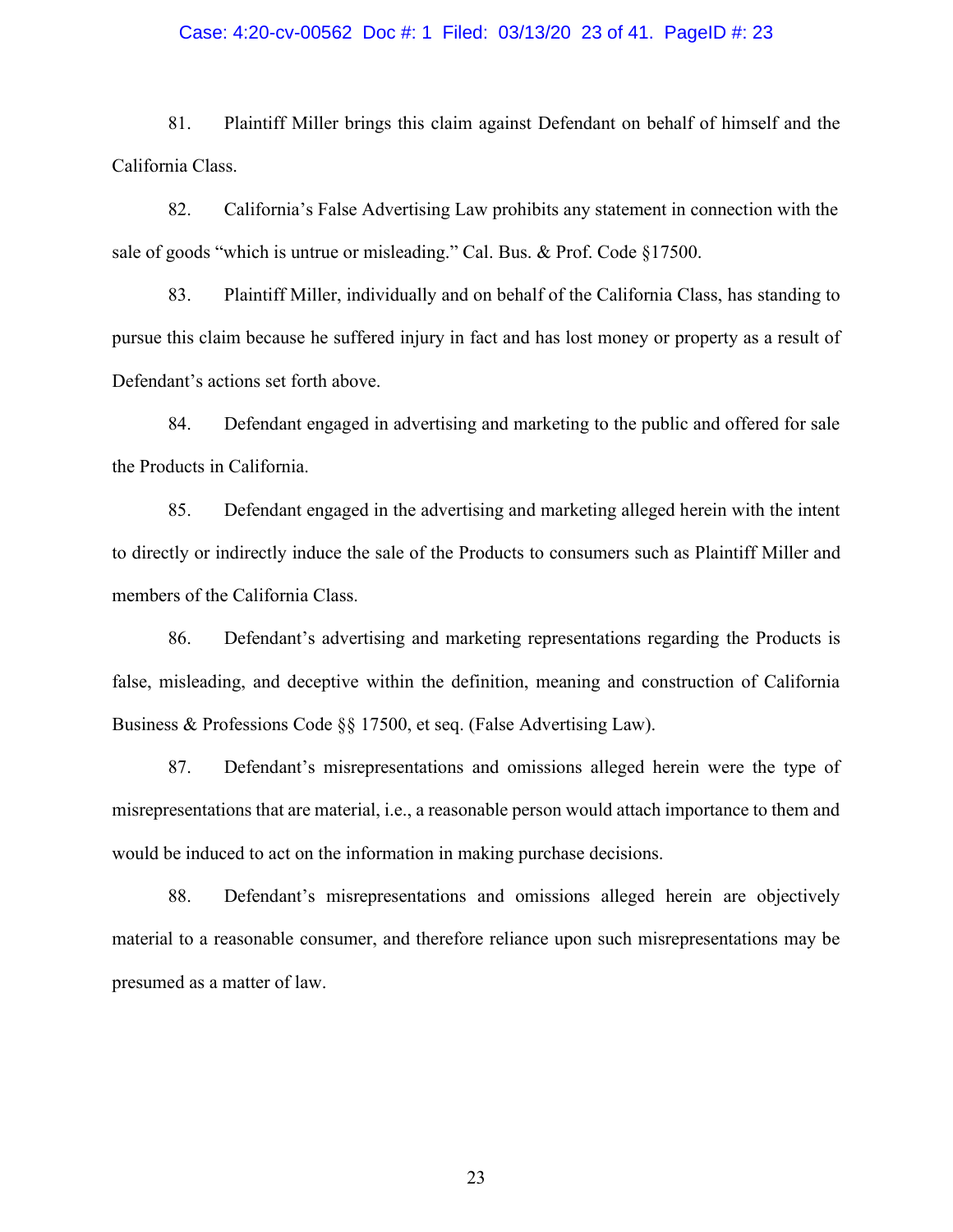81. Plaintiff Miller brings this claim against Defendant on behalf of himself and the California Class.

82. California's False Advertising Law prohibits any statement in connection with the sale of goods "which is untrue or misleading." Cal. Bus. & Prof. Code §17500.

83. Plaintiff Miller, individually and on behalf of the California Class, has standing to pursue this claim because he suffered injury in fact and has lost money or property as a result of Defendant's actions set forth above.

84. Defendant engaged in advertising and marketing to the public and offered for sale the Products in California.

85. Defendant engaged in the advertising and marketing alleged herein with the intent to directly or indirectly induce the sale of the Products to consumers such as Plaintiff Miller and members of the California Class.

86. Defendant's advertising and marketing representations regarding the Products is false, misleading, and deceptive within the definition, meaning and construction of California Business & Professions Code §§ 17500, et seq. (False Advertising Law).

87. Defendant's misrepresentations and omissions alleged herein were the type of misrepresentations that are material, i.e., a reasonable person would attach importance to them and would be induced to act on the information in making purchase decisions.

88. Defendant's misrepresentations and omissions alleged herein are objectively material to a reasonable consumer, and therefore reliance upon such misrepresentations may be presumed as a matter of law.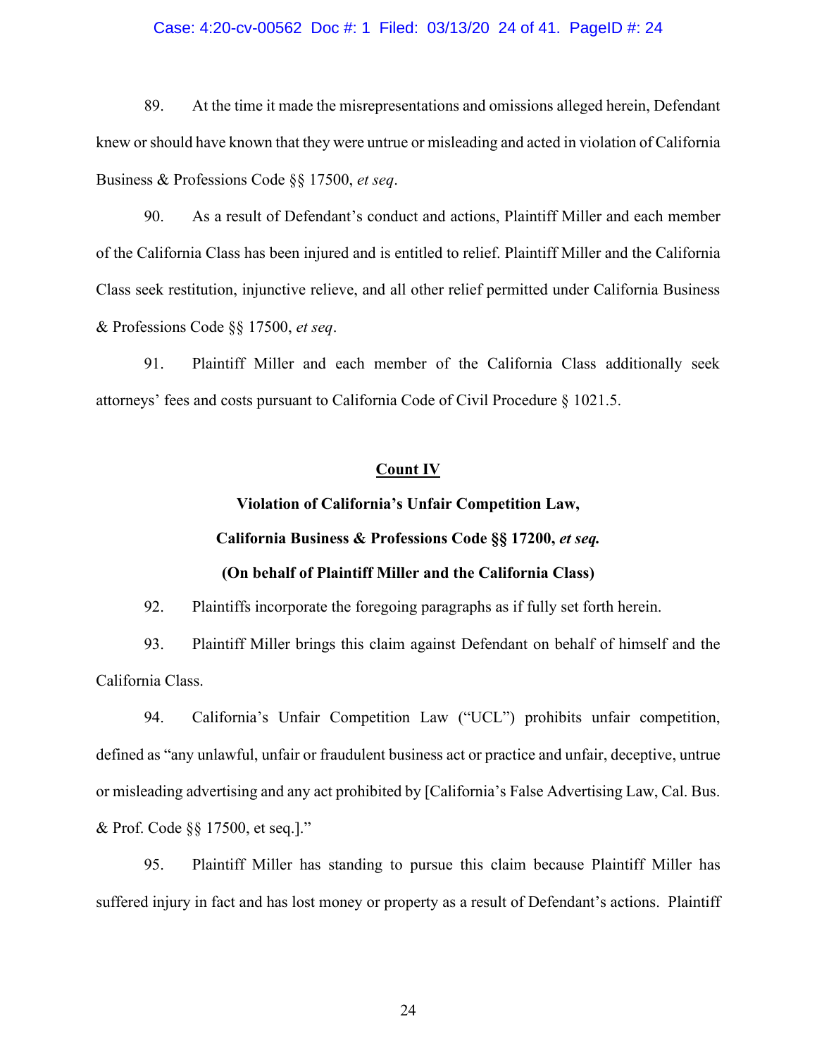89. At the time it made the misrepresentations and omissions alleged herein, Defendant knew or should have known that they were untrue or misleading and acted in violation of California Business & Professions Code §§ 17500, *et seq*.

90. As a result of Defendant's conduct and actions, Plaintiff Miller and each member of the California Class has been injured and is entitled to relief. Plaintiff Miller and the California Class seek restitution, injunctive relieve, and all other relief permitted under California Business & Professions Code §§ 17500, *et seq*.

91. Plaintiff Miller and each member of the California Class additionally seek attorneys' fees and costs pursuant to California Code of Civil Procedure § 1021.5.

**Count IV**

**Violation of California's Unfair Competition Law,**

**California Business & Professions Code §§ 17200, *et seq.***

**(On behalf of Plaintiff Miller and the California Class)**

92. Plaintiffs incorporate the foregoing paragraphs as if fully set forth herein.

93. Plaintiff Miller brings this claim against Defendant on behalf of himself and the California Class.

94. California's Unfair Competition Law ("UCL") prohibits unfair competition, defined as "any unlawful, unfair or fraudulent business act or practice and unfair, deceptive, untrue or misleading advertising and any act prohibited by [California's False Advertising Law, Cal. Bus. & Prof. Code §§ 17500, et seq.]."

95. Plaintiff Miller has standing to pursue this claim because Plaintiff Miller has suffered injury in fact and has lost money or property as a result of Defendant's actions. Plaintiff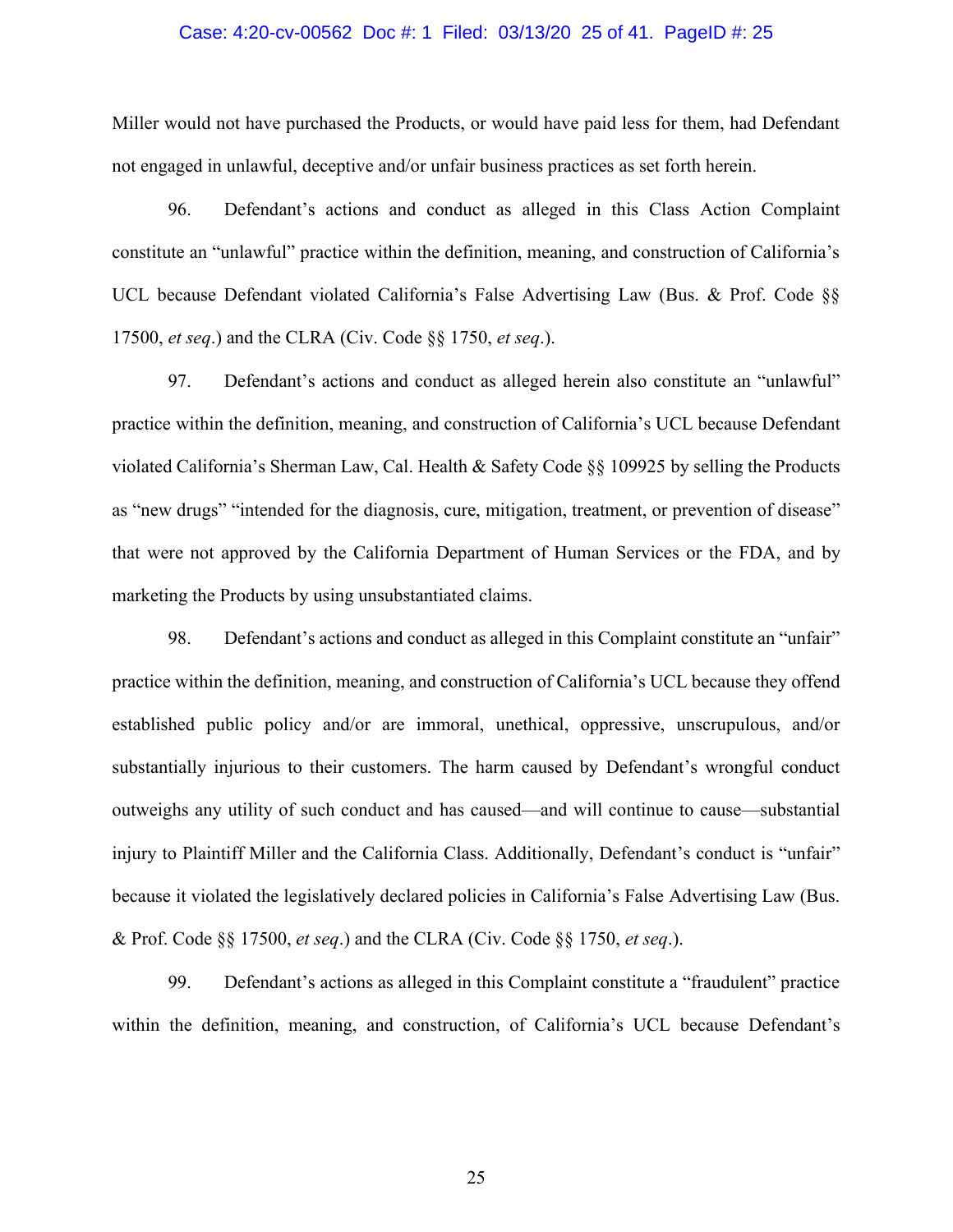Miller would not have purchased the Products, or would have paid less for them, had Defendant not engaged in unlawful, deceptive and/or unfair business practices as set forth herein.

96. Defendant's actions and conduct as alleged in this Class Action Complaint constitute an "unlawful" practice within the definition, meaning, and construction of California's UCL because Defendant violated California's False Advertising Law (Bus. & Prof. Code §§ 17500, *et seq*.) and the CLRA (Civ. Code §§ 1750, *et seq*.).

97. Defendant's actions and conduct as alleged herein also constitute an "unlawful" practice within the definition, meaning, and construction of California's UCL because Defendant violated California's Sherman Law, Cal. Health & Safety Code §§ 109925 by selling the Products as "new drugs" "intended for the diagnosis, cure, mitigation, treatment, or prevention of disease" that were not approved by the California Department of Human Services or the FDA, and by marketing the Products by using unsubstantiated claims.

98. Defendant's actions and conduct as alleged in this Complaint constitute an "unfair" practice within the definition, meaning, and construction of California's UCL because they offend established public policy and/or are immoral, unethical, oppressive, unscrupulous, and/or substantially injurious to their customers. The harm caused by Defendant's wrongful conduct outweighs any utility of such conduct and has caused—and will continue to cause—substantial injury to Plaintiff Miller and the California Class. Additionally, Defendant's conduct is "unfair" because it violated the legislatively declared policies in California's False Advertising Law (Bus. & Prof. Code §§ 17500, *et seq*.) and the CLRA (Civ. Code §§ 1750, *et seq*.).

99. Defendant's actions as alleged in this Complaint constitute a "fraudulent" practice within the definition, meaning, and construction, of California's UCL because Defendant's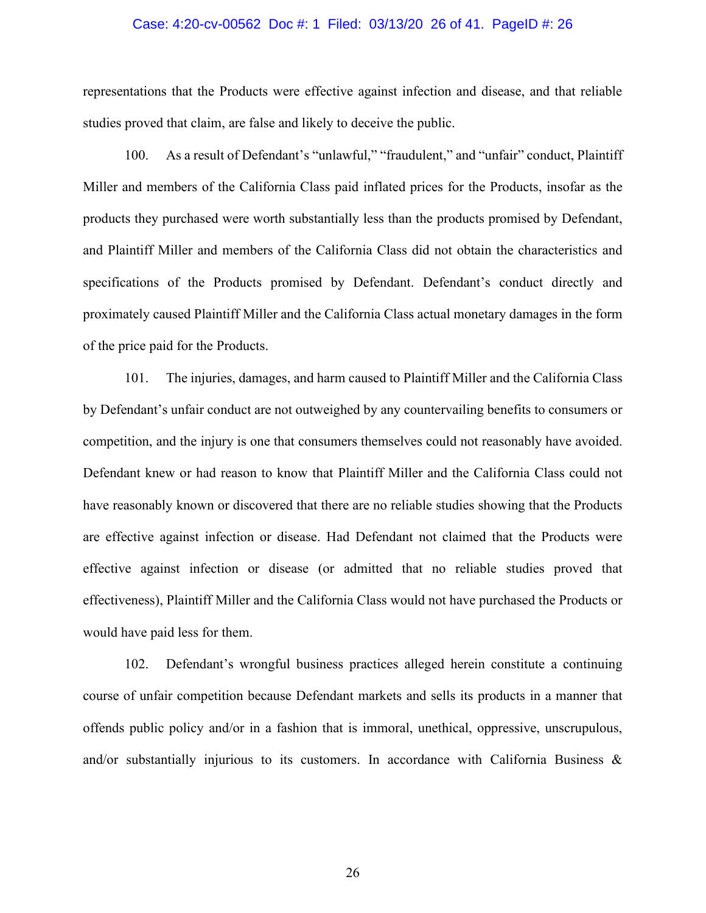representations that the Products were effective against infection and disease, and that reliable studies proved that claim, are false and likely to deceive the public.

100. As a result of Defendant's "unlawful," "fraudulent," and "unfair" conduct, Plaintiff Miller and members of the California Class paid inflated prices for the Products, insofar as the products they purchased were worth substantially less than the products promised by Defendant, and Plaintiff Miller and members of the California Class did not obtain the characteristics and specifications of the Products promised by Defendant. Defendant's conduct directly and proximately caused Plaintiff Miller and the California Class actual monetary damages in the form of the price paid for the Products.

101. The injuries, damages, and harm caused to Plaintiff Miller and the California Class by Defendant's unfair conduct are not outweighed by any countervailing benefits to consumers or competition, and the injury is one that consumers themselves could not reasonably have avoided. Defendant knew or had reason to know that Plaintiff Miller and the California Class could not have reasonably known or discovered that there are no reliable studies showing that the Products are effective against infection or disease. Had Defendant not claimed that the Products were effective against infection or disease (or admitted that no reliable studies proved that effectiveness), Plaintiff Miller and the California Class would not have purchased the Products or would have paid less for them.

102. Defendant's wrongful business practices alleged herein constitute a continuing course of unfair competition because Defendant markets and sells its products in a manner that offends public policy and/or in a fashion that is immoral, unethical, oppressive, unscrupulous, and/or substantially injurious to its customers. In accordance with California Business &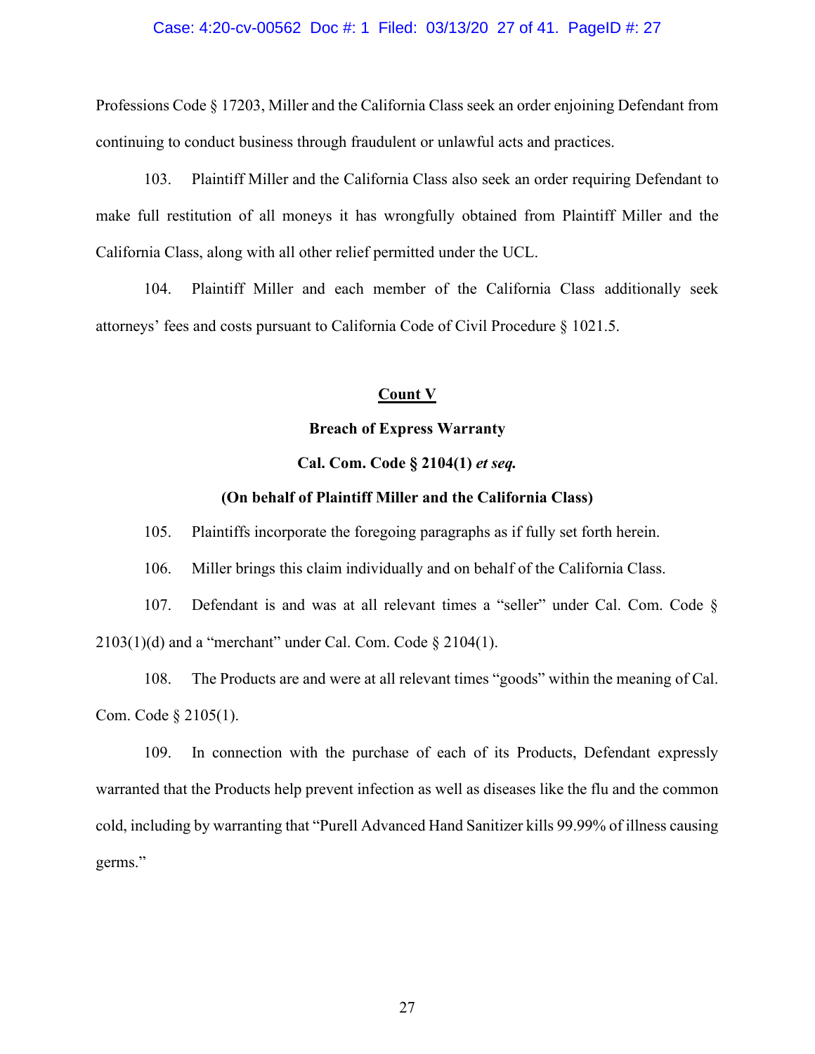Professions Code § 17203, Miller and the California Class seek an order enjoining Defendant from continuing to conduct business through fraudulent or unlawful acts and practices.

103. Plaintiff Miller and the California Class also seek an order requiring Defendant to make full restitution of all moneys it has wrongfully obtained from Plaintiff Miller and the California Class, along with all other relief permitted under the UCL.

104. Plaintiff Miller and each member of the California Class additionally seek attorneys' fees and costs pursuant to California Code of Civil Procedure § 1021.5.

## Count V

### Breach of Express Warranty

### Cal. Com. Code § 2104(1) *et seq.*

### (On behalf of Plaintiff Miller and the California Class)

105. Plaintiffs incorporate the foregoing paragraphs as if fully set forth herein.

106. Miller brings this claim individually and on behalf of the California Class.

107. Defendant is and was at all relevant times a "seller" under Cal. Com. Code § 2103(1)(d) and a "merchant" under Cal. Com. Code § 2104(1).

108. The Products are and were at all relevant times "goods" within the meaning of Cal. Com. Code § 2105(1).

109. In connection with the purchase of each of its Products, Defendant expressly warranted that the Products help prevent infection as well as diseases like the flu and the common cold, including by warranting that "Purell Advanced Hand Sanitizer kills 99.99% of illness causing germs."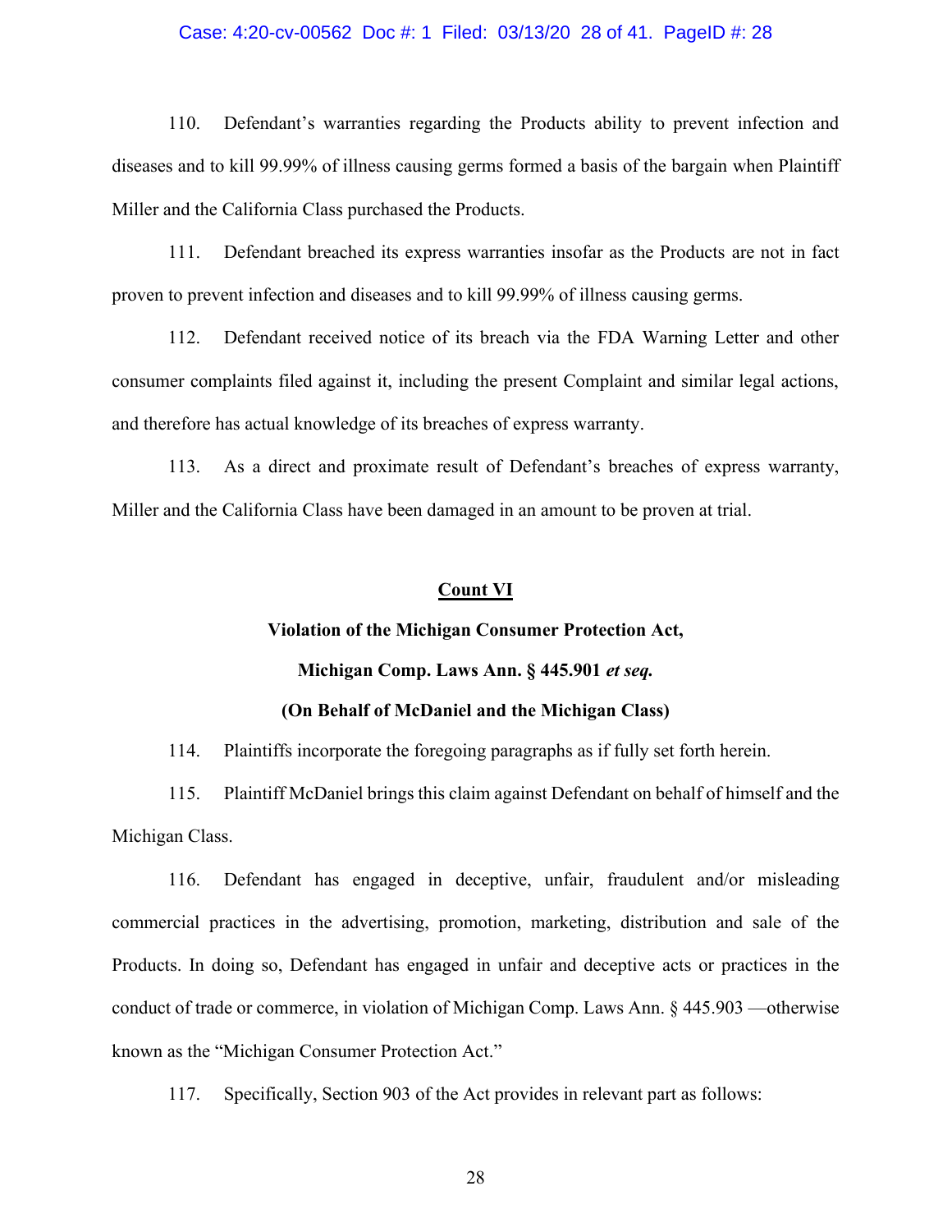110. Defendant's warranties regarding the Products ability to prevent infection and diseases and to kill 99.99% of illness causing germs formed a basis of the bargain when Plaintiff Miller and the California Class purchased the Products.

111. Defendant breached its express warranties insofar as the Products are not in fact proven to prevent infection and diseases and to kill 99.99% of illness causing germs.

112. Defendant received notice of its breach via the FDA Warning Letter and other consumer complaints filed against it, including the present Complaint and similar legal actions, and therefore has actual knowledge of its breaches of express warranty.

113. As a direct and proximate result of Defendant's breaches of express warranty, Miller and the California Class have been damaged in an amount to be proven at trial.

**Count VI**

**Violation of the Michigan Consumer Protection Act,**

**Michigan Comp. Laws Ann. § 445.901 *et seq.***

**(On Behalf of McDaniel and the Michigan Class)**

114. Plaintiffs incorporate the foregoing paragraphs as if fully set forth herein.

115. Plaintiff McDaniel brings this claim against Defendant on behalf of himself and the Michigan Class.

116. Defendant has engaged in deceptive, unfair, fraudulent and/or misleading commercial practices in the advertising, promotion, marketing, distribution and sale of the Products. In doing so, Defendant has engaged in unfair and deceptive acts or practices in the conduct of trade or commerce, in violation of Michigan Comp. Laws Ann. § 445.903 —otherwise known as the "Michigan Consumer Protection Act."

117. Specifically, Section 903 of the Act provides in relevant part as follows: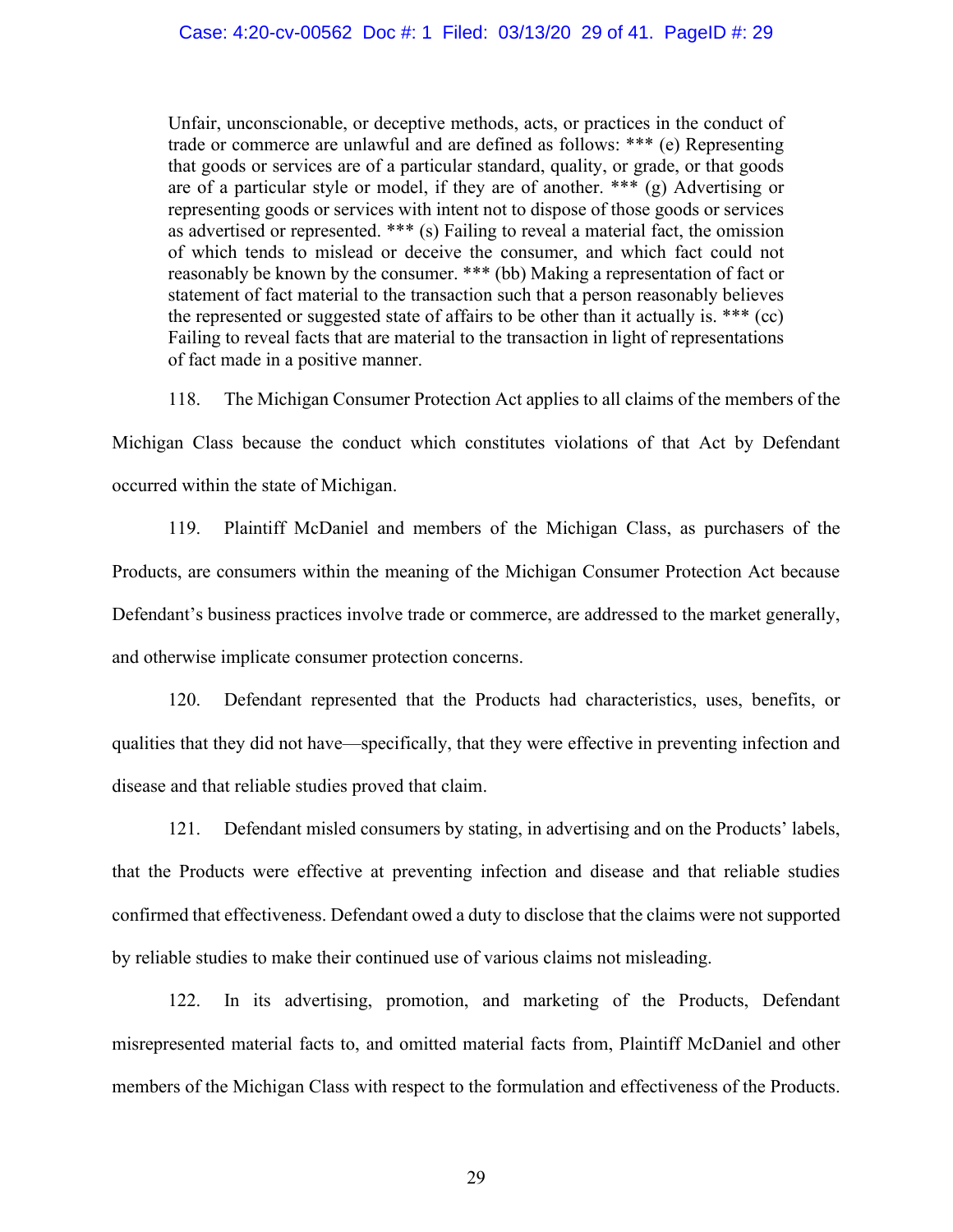> Unfair, unconscionable, or deceptive methods, acts, or practices in the conduct of trade or commerce are unlawful and are defined as follows: *** (e) Representing that goods or services are of a particular standard, quality, or grade, or that goods are of a particular style or model, if they are of another. *** (g) Advertising or representing goods or services with intent not to dispose of those goods or services as advertised or represented. *** (s) Failing to reveal a material fact, the omission of which tends to mislead or deceive the consumer, and which fact could not reasonably be known by the consumer. *** (bb) Making a representation of fact or statement of fact material to the transaction such that a person reasonably believes the represented or suggested state of affairs to be other than it actually is. *** (cc) Failing to reveal facts that are material to the transaction in light of representations of fact made in a positive manner.

118. The Michigan Consumer Protection Act applies to all claims of the members of the Michigan Class because the conduct which constitutes violations of that Act by Defendant occurred within the state of Michigan.

119. Plaintiff McDaniel and members of the Michigan Class, as purchasers of the Products, are consumers within the meaning of the Michigan Consumer Protection Act because Defendant's business practices involve trade or commerce, are addressed to the market generally, and otherwise implicate consumer protection concerns.

120. Defendant represented that the Products had characteristics, uses, benefits, or qualities that they did not have—specifically, that they were effective in preventing infection and disease and that reliable studies proved that claim.

121. Defendant misled consumers by stating, in advertising and on the Products' labels, that the Products were effective at preventing infection and disease and that reliable studies confirmed that effectiveness. Defendant owed a duty to disclose that the claims were not supported by reliable studies to make their continued use of various claims not misleading.

122. In its advertising, promotion, and marketing of the Products, Defendant misrepresented material facts to, and omitted material facts from, Plaintiff McDaniel and other members of the Michigan Class with respect to the formulation and effectiveness of the Products.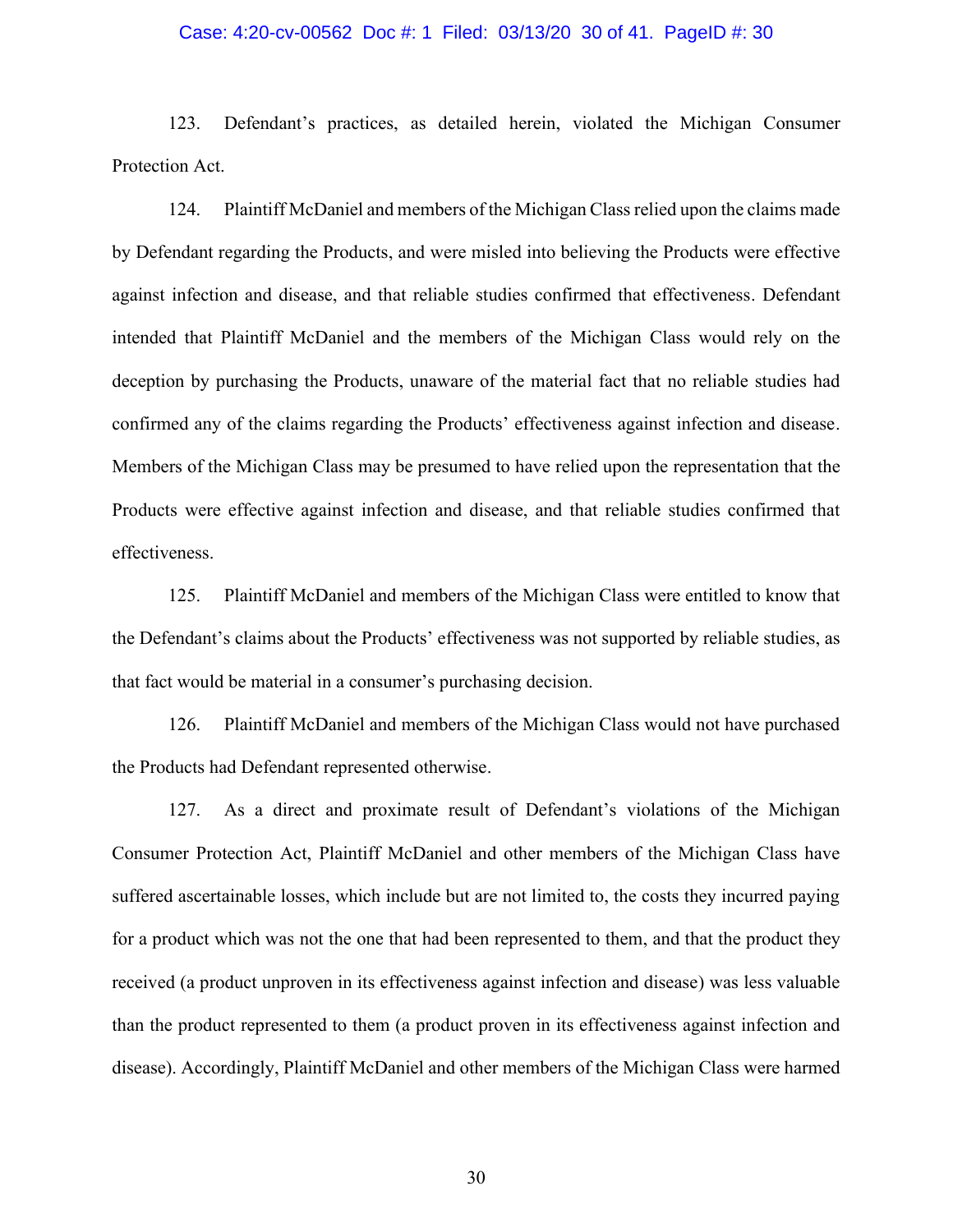123. Defendant's practices, as detailed herein, violated the Michigan Consumer Protection Act.

124. Plaintiff McDaniel and members of the Michigan Class relied upon the claims made by Defendant regarding the Products, and were misled into believing the Products were effective against infection and disease, and that reliable studies confirmed that effectiveness. Defendant intended that Plaintiff McDaniel and the members of the Michigan Class would rely on the deception by purchasing the Products, unaware of the material fact that no reliable studies had confirmed any of the claims regarding the Products' effectiveness against infection and disease. Members of the Michigan Class may be presumed to have relied upon the representation that the Products were effective against infection and disease, and that reliable studies confirmed that effectiveness.

125. Plaintiff McDaniel and members of the Michigan Class were entitled to know that the Defendant's claims about the Products' effectiveness was not supported by reliable studies, as that fact would be material in a consumer's purchasing decision.

126. Plaintiff McDaniel and members of the Michigan Class would not have purchased the Products had Defendant represented otherwise.

127. As a direct and proximate result of Defendant's violations of the Michigan Consumer Protection Act, Plaintiff McDaniel and other members of the Michigan Class have suffered ascertainable losses, which include but are not limited to, the costs they incurred paying for a product which was not the one that had been represented to them, and that the product they received (a product unproven in its effectiveness against infection and disease) was less valuable than the product represented to them (a product proven in its effectiveness against infection and disease). Accordingly, Plaintiff McDaniel and other members of the Michigan Class were harmed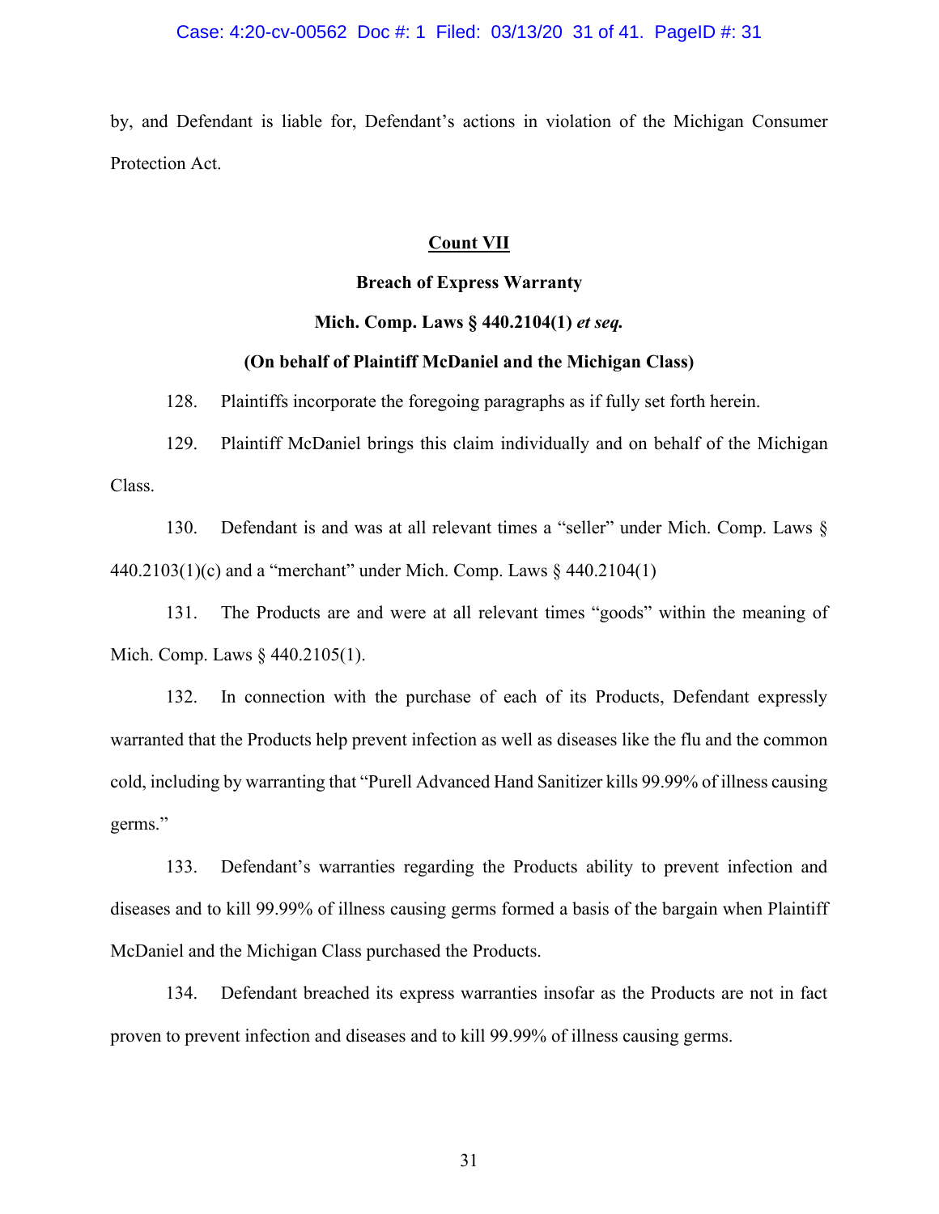by, and Defendant is liable for, Defendant's actions in violation of the Michigan Consumer Protection Act.

**<u>Count VII</u>**

**Breach of Express Warranty**

**Mich. Comp. Laws § 440.2104(1) *et seq.***

**(On behalf of Plaintiff McDaniel and the Michigan Class)**

128. Plaintiffs incorporate the foregoing paragraphs as if fully set forth herein.

129. Plaintiff McDaniel brings this claim individually and on behalf of the Michigan Class.

130. Defendant is and was at all relevant times a "seller" under Mich. Comp. Laws § 440.2103(1)(c) and a "merchant" under Mich. Comp. Laws § 440.2104(1)

131. The Products are and were at all relevant times "goods" within the meaning of Mich. Comp. Laws § 440.2105(1).

132. In connection with the purchase of each of its Products, Defendant expressly warranted that the Products help prevent infection as well as diseases like the flu and the common cold, including by warranting that "Purell Advanced Hand Sanitizer kills 99.99% of illness causing germs."

133. Defendant's warranties regarding the Products ability to prevent infection and diseases and to kill 99.99% of illness causing germs formed a basis of the bargain when Plaintiff McDaniel and the Michigan Class purchased the Products.

134. Defendant breached its express warranties insofar as the Products are not in fact proven to prevent infection and diseases and to kill 99.99% of illness causing germs.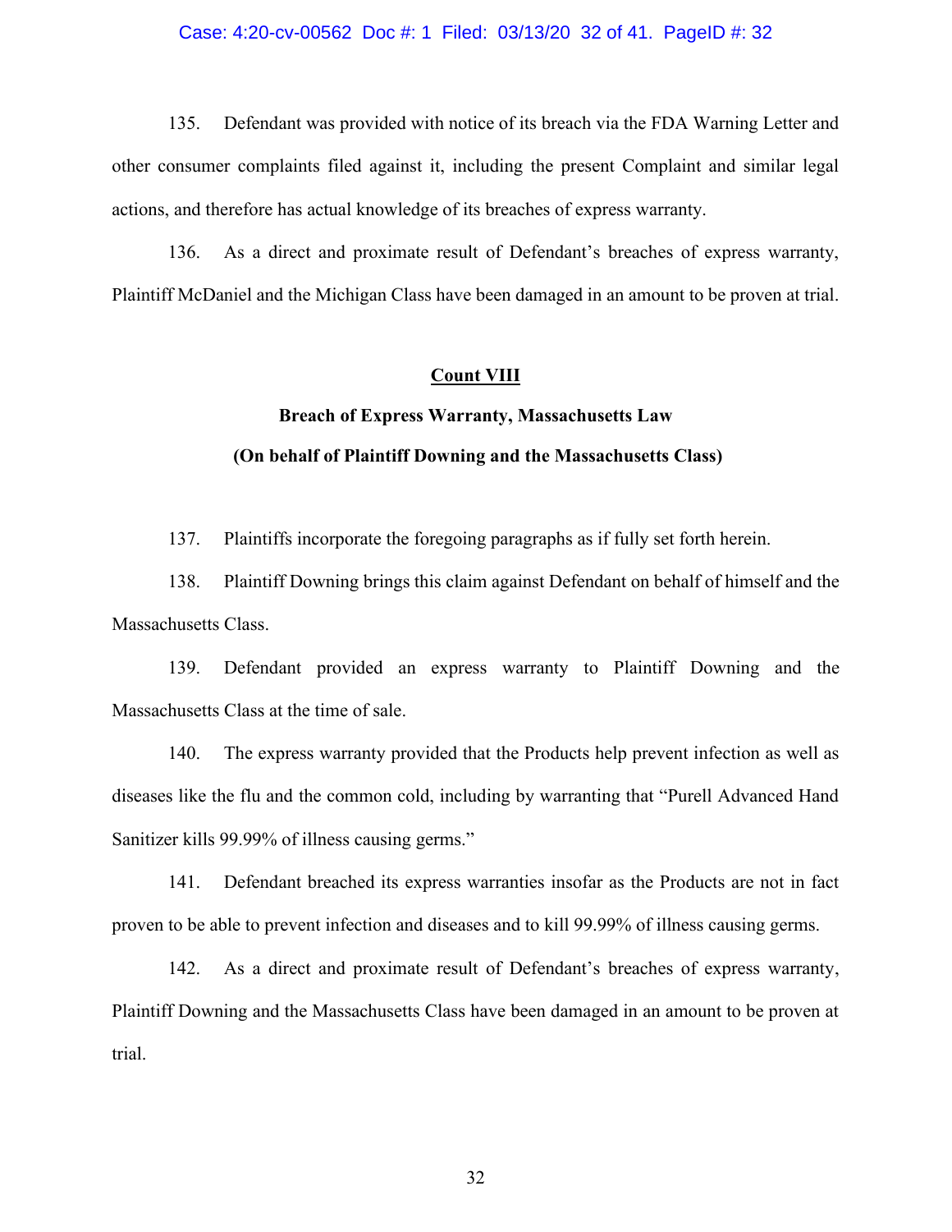135. Defendant was provided with notice of its breach via the FDA Warning Letter and other consumer complaints filed against it, including the present Complaint and similar legal actions, and therefore has actual knowledge of its breaches of express warranty.

136. As a direct and proximate result of Defendant's breaches of express warranty, Plaintiff McDaniel and the Michigan Class have been damaged in an amount to be proven at trial.

## Count VIII

### Breach of Express Warranty, Massachusetts Law

### (On behalf of Plaintiff Downing and the Massachusetts Class)

137. Plaintiffs incorporate the foregoing paragraphs as if fully set forth herein.

138. Plaintiff Downing brings this claim against Defendant on behalf of himself and the Massachusetts Class.

139. Defendant provided an express warranty to Plaintiff Downing and the Massachusetts Class at the time of sale.

140. The express warranty provided that the Products help prevent infection as well as diseases like the flu and the common cold, including by warranting that "Purell Advanced Hand Sanitizer kills 99.99% of illness causing germs."

141. Defendant breached its express warranties insofar as the Products are not in fact proven to be able to prevent infection and diseases and to kill 99.99% of illness causing germs.

142. As a direct and proximate result of Defendant's breaches of express warranty, Plaintiff Downing and the Massachusetts Class have been damaged in an amount to be proven at trial.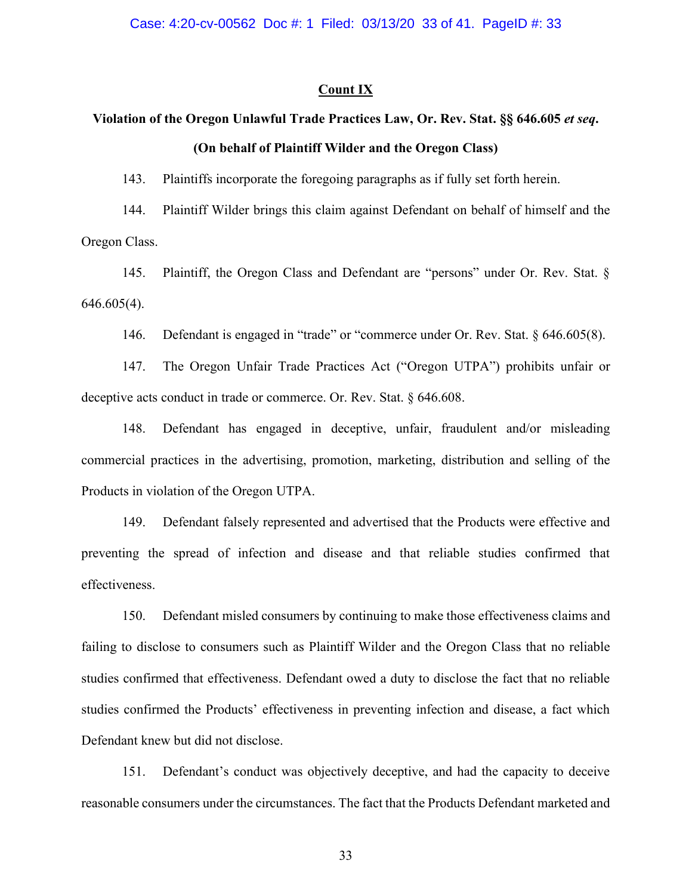**<u>Count IX</u>**

**Violation of the Oregon Unlawful Trade Practices Law, Or. Rev. Stat. §§ 646.605 *et seq*.**

**(On behalf of Plaintiff Wilder and the Oregon Class)**

143. Plaintiffs incorporate the foregoing paragraphs as if fully set forth herein.

144. Plaintiff Wilder brings this claim against Defendant on behalf of himself and the Oregon Class.

145. Plaintiff, the Oregon Class and Defendant are "persons" under Or. Rev. Stat. § 646.605(4).

146. Defendant is engaged in "trade" or "commerce under Or. Rev. Stat. § 646.605(8).

147. The Oregon Unfair Trade Practices Act ("Oregon UTPA") prohibits unfair or deceptive acts conduct in trade or commerce. Or. Rev. Stat. § 646.608.

148. Defendant has engaged in deceptive, unfair, fraudulent and/or misleading commercial practices in the advertising, promotion, marketing, distribution and selling of the Products in violation of the Oregon UTPA.

149. Defendant falsely represented and advertised that the Products were effective and preventing the spread of infection and disease and that reliable studies confirmed that effectiveness.

150. Defendant misled consumers by continuing to make those effectiveness claims and failing to disclose to consumers such as Plaintiff Wilder and the Oregon Class that no reliable studies confirmed that effectiveness. Defendant owed a duty to disclose the fact that no reliable studies confirmed the Products' effectiveness in preventing infection and disease, a fact which Defendant knew but did not disclose.

151. Defendant's conduct was objectively deceptive, and had the capacity to deceive reasonable consumers under the circumstances. The fact that the Products Defendant marketed and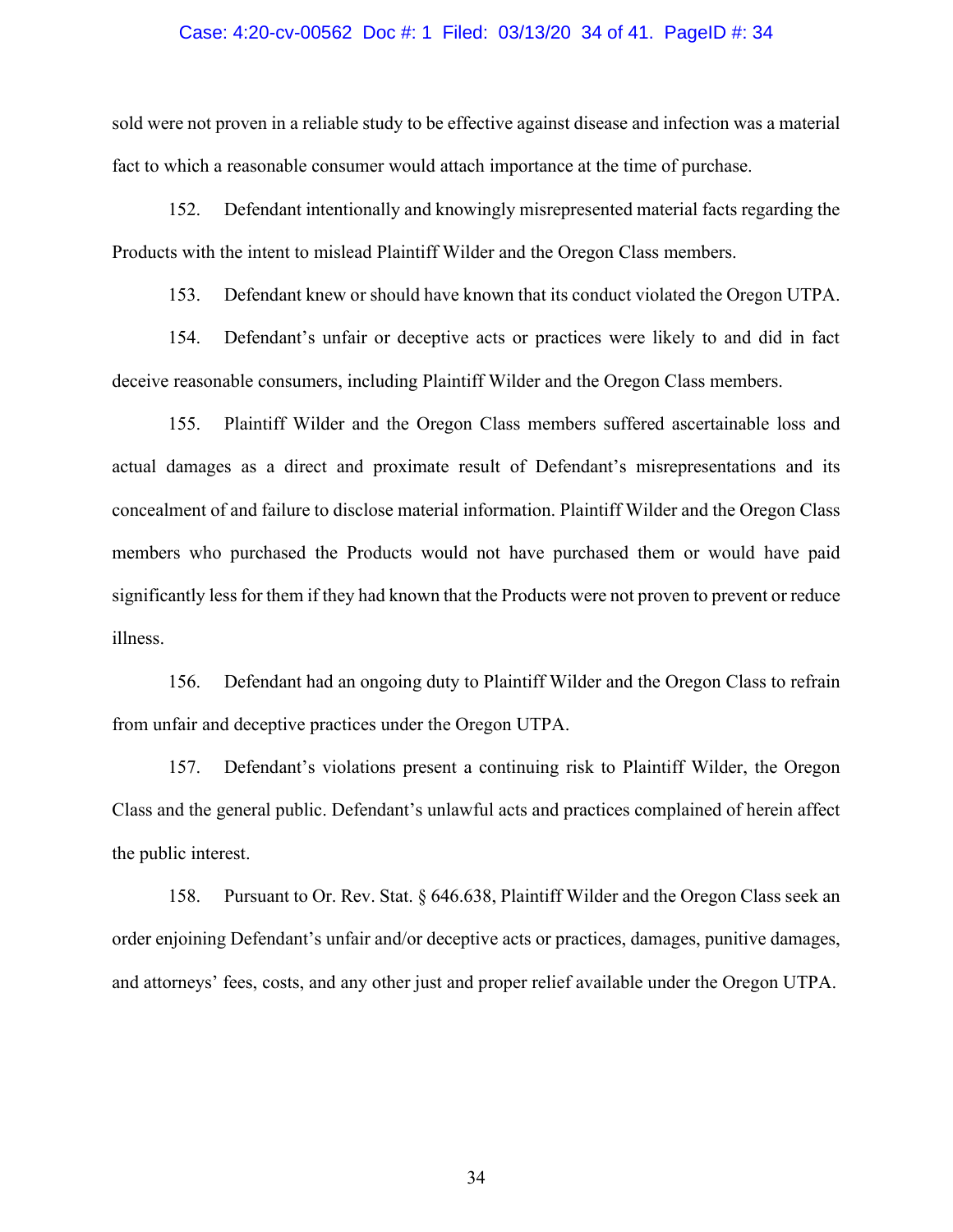sold were not proven in a reliable study to be effective against disease and infection was a material fact to which a reasonable consumer would attach importance at the time of purchase.

152. Defendant intentionally and knowingly misrepresented material facts regarding the Products with the intent to mislead Plaintiff Wilder and the Oregon Class members.

153. Defendant knew or should have known that its conduct violated the Oregon UTPA.

154. Defendant's unfair or deceptive acts or practices were likely to and did in fact deceive reasonable consumers, including Plaintiff Wilder and the Oregon Class members.

155. Plaintiff Wilder and the Oregon Class members suffered ascertainable loss and actual damages as a direct and proximate result of Defendant's misrepresentations and its concealment of and failure to disclose material information. Plaintiff Wilder and the Oregon Class members who purchased the Products would not have purchased them or would have paid significantly less for them if they had known that the Products were not proven to prevent or reduce illness.

156. Defendant had an ongoing duty to Plaintiff Wilder and the Oregon Class to refrain from unfair and deceptive practices under the Oregon UTPA.

157. Defendant's violations present a continuing risk to Plaintiff Wilder, the Oregon Class and the general public. Defendant's unlawful acts and practices complained of herein affect the public interest.

158. Pursuant to Or. Rev. Stat. § 646.638, Plaintiff Wilder and the Oregon Class seek an order enjoining Defendant's unfair and/or deceptive acts or practices, damages, punitive damages, and attorneys' fees, costs, and any other just and proper relief available under the Oregon UTPA.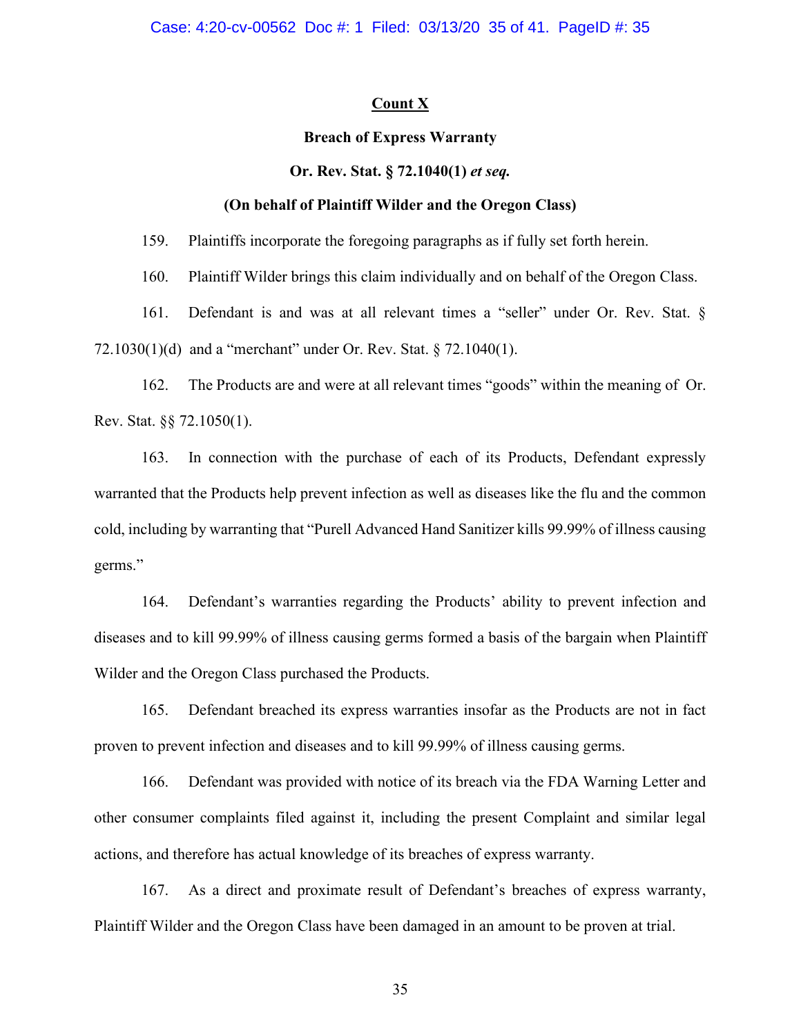**Count X**

**Breach of Express Warranty**

**Or. Rev. Stat. § 72.1040(1) *et seq.***

**(On behalf of Plaintiff Wilder and the Oregon Class)**

159. Plaintiffs incorporate the foregoing paragraphs as if fully set forth herein.

160. Plaintiff Wilder brings this claim individually and on behalf of the Oregon Class.

161. Defendant is and was at all relevant times a "seller" under Or. Rev. Stat. § 72.1030(1)(d) and a "merchant" under Or. Rev. Stat. § 72.1040(1).

162. The Products are and were at all relevant times "goods" within the meaning of Or. Rev. Stat. §§ 72.1050(1).

163. In connection with the purchase of each of its Products, Defendant expressly warranted that the Products help prevent infection as well as diseases like the flu and the common cold, including by warranting that "Purell Advanced Hand Sanitizer kills 99.99% of illness causing germs."

164. Defendant's warranties regarding the Products' ability to prevent infection and diseases and to kill 99.99% of illness causing germs formed a basis of the bargain when Plaintiff Wilder and the Oregon Class purchased the Products.

165. Defendant breached its express warranties insofar as the Products are not in fact proven to prevent infection and diseases and to kill 99.99% of illness causing germs.

166. Defendant was provided with notice of its breach via the FDA Warning Letter and other consumer complaints filed against it, including the present Complaint and similar legal actions, and therefore has actual knowledge of its breaches of express warranty.

167. As a direct and proximate result of Defendant's breaches of express warranty, Plaintiff Wilder and the Oregon Class have been damaged in an amount to be proven at trial.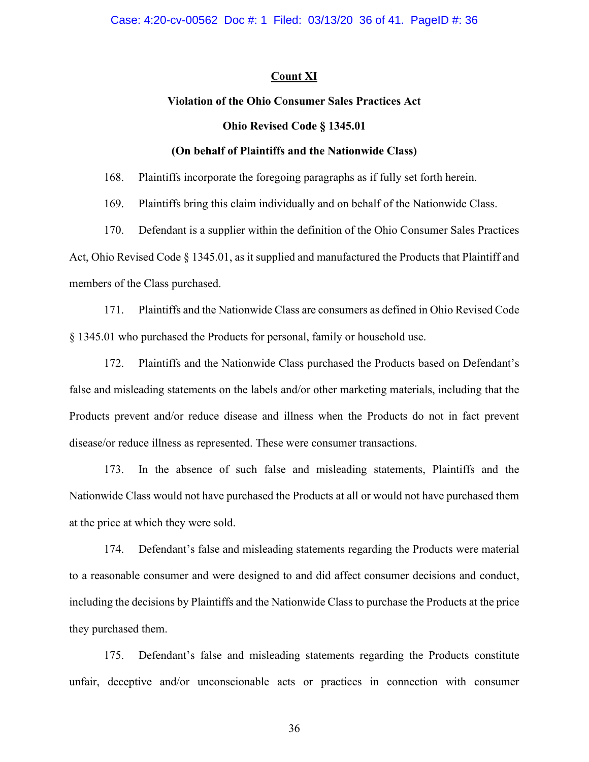**Count XI**

**Violation of the Ohio Consumer Sales Practices Act**

**Ohio Revised Code § 1345.01**

**(On behalf of Plaintiffs and the Nationwide Class)**

168. Plaintiffs incorporate the foregoing paragraphs as if fully set forth herein.

169. Plaintiffs bring this claim individually and on behalf of the Nationwide Class.

170. Defendant is a supplier within the definition of the Ohio Consumer Sales Practices Act, Ohio Revised Code § 1345.01, as it supplied and manufactured the Products that Plaintiff and members of the Class purchased.

171. Plaintiffs and the Nationwide Class are consumers as defined in Ohio Revised Code § 1345.01 who purchased the Products for personal, family or household use.

172. Plaintiffs and the Nationwide Class purchased the Products based on Defendant's false and misleading statements on the labels and/or other marketing materials, including that the Products prevent and/or reduce disease and illness when the Products do not in fact prevent disease/or reduce illness as represented. These were consumer transactions.

173. In the absence of such false and misleading statements, Plaintiffs and the Nationwide Class would not have purchased the Products at all or would not have purchased them at the price at which they were sold.

174. Defendant's false and misleading statements regarding the Products were material to a reasonable consumer and were designed to and did affect consumer decisions and conduct, including the decisions by Plaintiffs and the Nationwide Class to purchase the Products at the price they purchased them.

175. Defendant's false and misleading statements regarding the Products constitute unfair, deceptive and/or unconscionable acts or practices in connection with consumer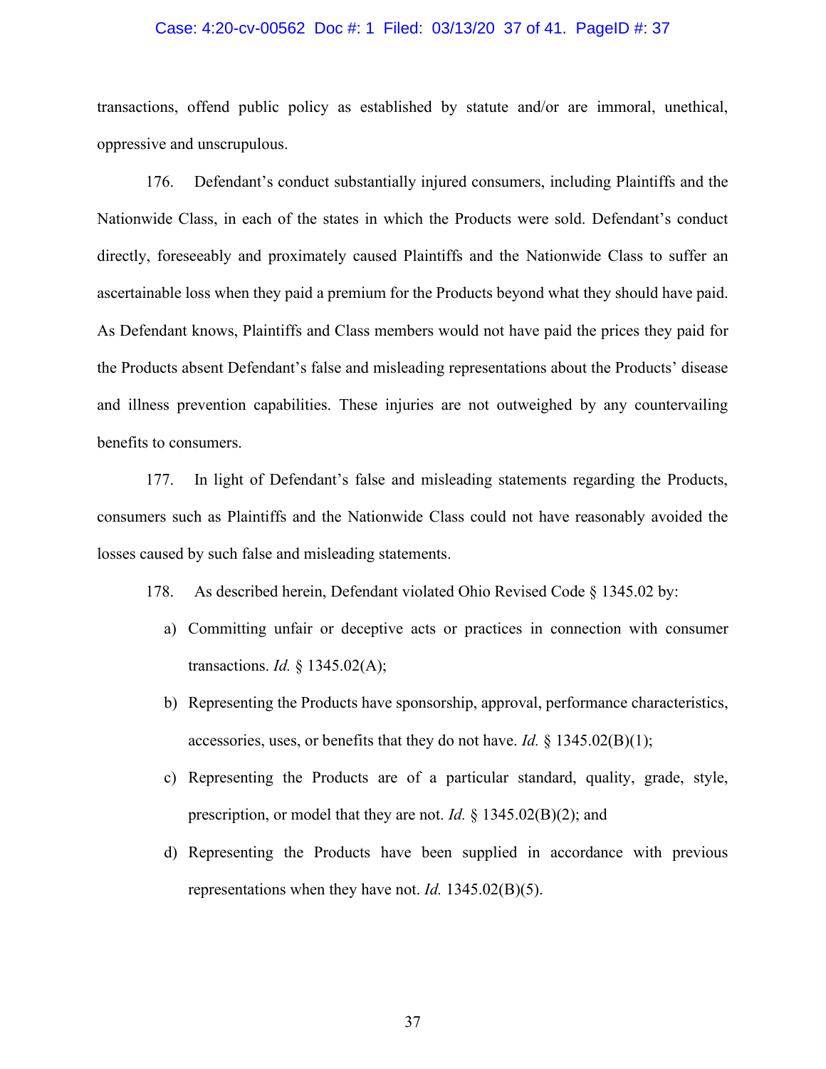transactions, offend public policy as established by statute and/or are immoral, unethical, oppressive and unscrupulous.

176. Defendant's conduct substantially injured consumers, including Plaintiffs and the Nationwide Class, in each of the states in which the Products were sold. Defendant's conduct directly, foreseeably and proximately caused Plaintiffs and the Nationwide Class to suffer an ascertainable loss when they paid a premium for the Products beyond what they should have paid. As Defendant knows, Plaintiffs and Class members would not have paid the prices they paid for the Products absent Defendant's false and misleading representations about the Products' disease and illness prevention capabilities. These injuries are not outweighed by any countervailing benefits to consumers.

177. In light of Defendant's false and misleading statements regarding the Products, consumers such as Plaintiffs and the Nationwide Class could not have reasonably avoided the losses caused by such false and misleading statements.

178. As described herein, Defendant violated Ohio Revised Code § 1345.02 by:

a) Committing unfair or deceptive acts or practices in connection with consumer transactions. *Id.* § 1345.02(A);

b) Representing the Products have sponsorship, approval, performance characteristics, accessories, uses, or benefits that they do not have. *Id.* § 1345.02(B)(1);

c) Representing the Products are of a particular standard, quality, grade, style, prescription, or model that they are not. *Id.* § 1345.02(B)(2); and

d) Representing the Products have been supplied in accordance with previous representations when they have not. *Id.* 1345.02(B)(5).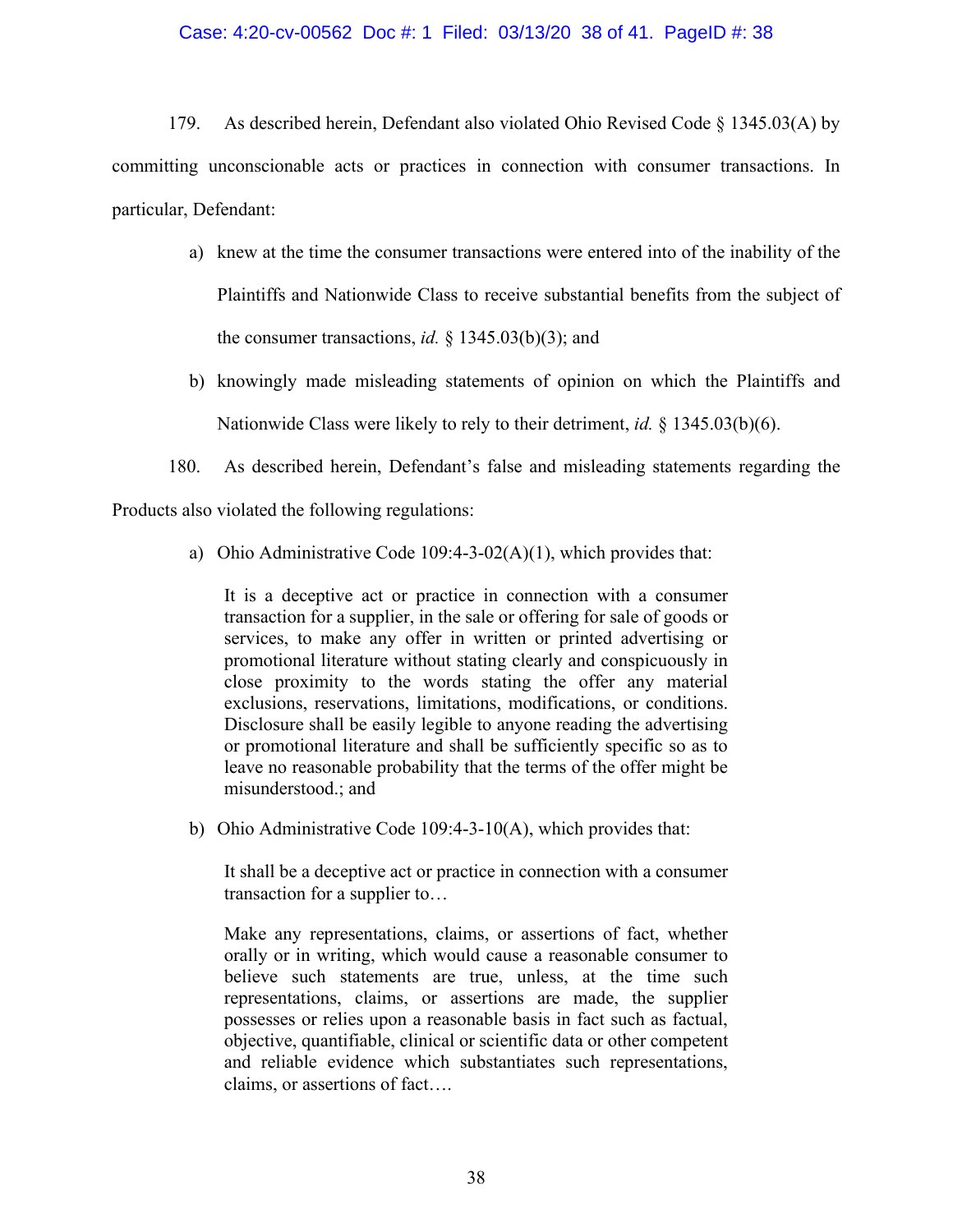179. As described herein, Defendant also violated Ohio Revised Code § 1345.03(A) by committing unconscionable acts or practices in connection with consumer transactions. In particular, Defendant:

a) knew at the time the consumer transactions were entered into of the inability of the Plaintiffs and Nationwide Class to receive substantial benefits from the subject of the consumer transactions, *id.* § 1345.03(b)(3); and

b) knowingly made misleading statements of opinion on which the Plaintiffs and Nationwide Class were likely to rely to their detriment, *id.* § 1345.03(b)(6).

180. As described herein, Defendant's false and misleading statements regarding the Products also violated the following regulations:

a) Ohio Administrative Code 109:4-3-02(A)(1), which provides that:

> It is a deceptive act or practice in connection with a consumer transaction for a supplier, in the sale or offering for sale of goods or services, to make any offer in written or printed advertising or promotional literature without stating clearly and conspicuously in close proximity to the words stating the offer any material exclusions, reservations, limitations, modifications, or conditions. Disclosure shall be easily legible to anyone reading the advertising or promotional literature and shall be sufficiently specific so as to leave no reasonable probability that the terms of the offer might be misunderstood.; and

b) Ohio Administrative Code 109:4-3-10(A), which provides that:

> It shall be a deceptive act or practice in connection with a consumer transaction for a supplier to…
>
> Make any representations, claims, or assertions of fact, whether orally or in writing, which would cause a reasonable consumer to believe such statements are true, unless, at the time such representations, claims, or assertions are made, the supplier possesses or relies upon a reasonable basis in fact such as factual, objective, quantifiable, clinical or scientific data or other competent and reliable evidence which substantiates such representations, claims, or assertions of fact….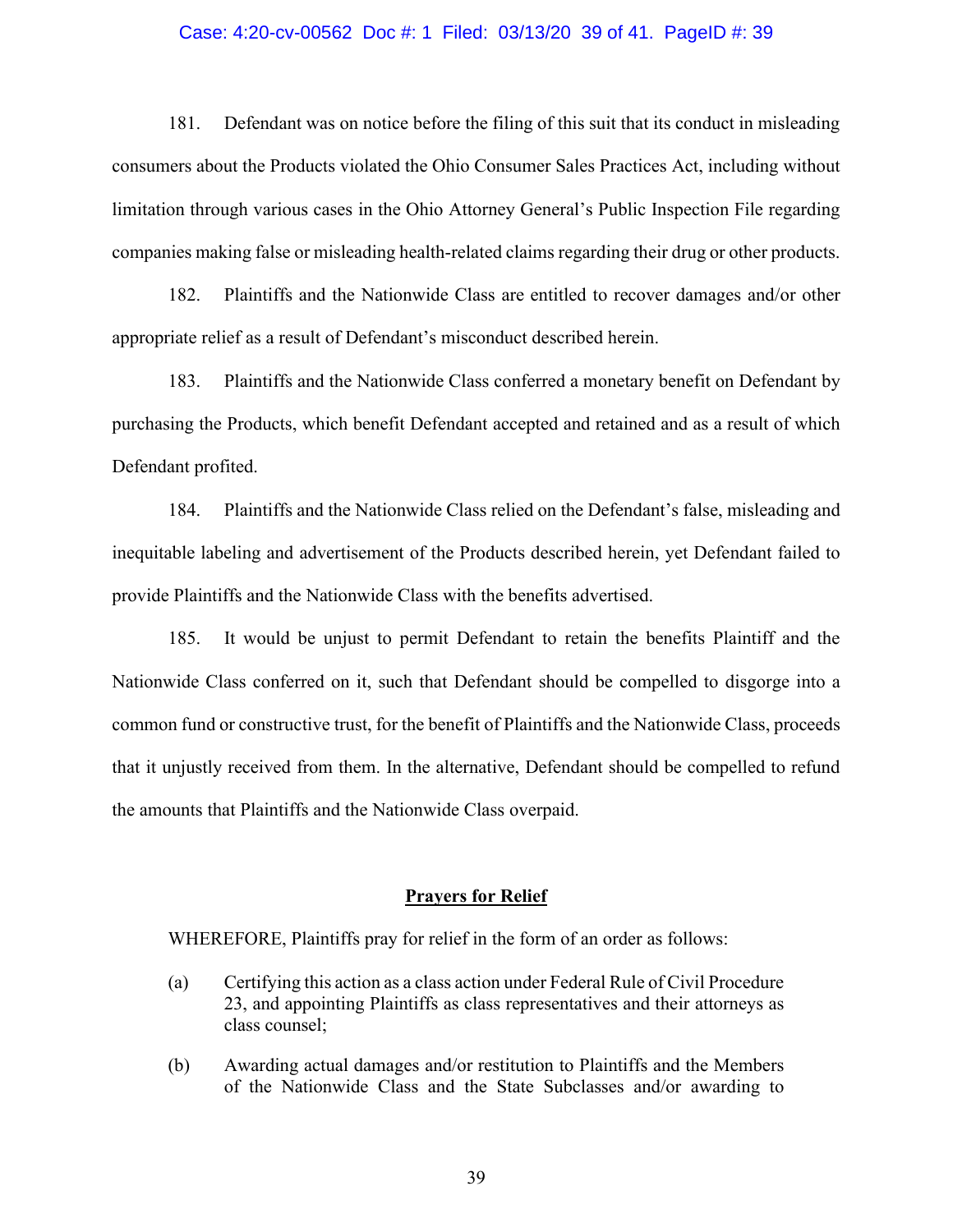181. Defendant was on notice before the filing of this suit that its conduct in misleading consumers about the Products violated the Ohio Consumer Sales Practices Act, including without limitation through various cases in the Ohio Attorney General's Public Inspection File regarding companies making false or misleading health-related claims regarding their drug or other products.

182. Plaintiffs and the Nationwide Class are entitled to recover damages and/or other appropriate relief as a result of Defendant's misconduct described herein.

183. Plaintiffs and the Nationwide Class conferred a monetary benefit on Defendant by purchasing the Products, which benefit Defendant accepted and retained and as a result of which Defendant profited.

184. Plaintiffs and the Nationwide Class relied on the Defendant's false, misleading and inequitable labeling and advertisement of the Products described herein, yet Defendant failed to provide Plaintiffs and the Nationwide Class with the benefits advertised.

185. It would be unjust to permit Defendant to retain the benefits Plaintiff and the Nationwide Class conferred on it, such that Defendant should be compelled to disgorge into a common fund or constructive trust, for the benefit of Plaintiffs and the Nationwide Class, proceeds that it unjustly received from them. In the alternative, Defendant should be compelled to refund the amounts that Plaintiffs and the Nationwide Class overpaid.

## **Prayers for Relief**

WHEREFORE, Plaintiffs pray for relief in the form of an order as follows:

(a) Certifying this action as a class action under Federal Rule of Civil Procedure 23, and appointing Plaintiffs as class representatives and their attorneys as class counsel;

(b) Awarding actual damages and/or restitution to Plaintiffs and the Members of the Nationwide Class and the State Subclasses and/or awarding to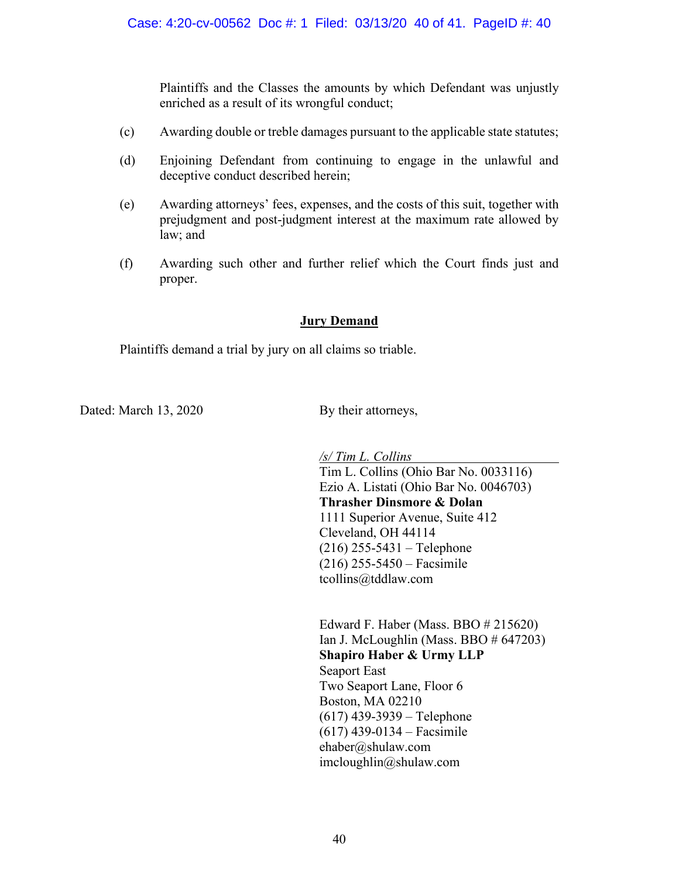Plaintiffs and the Classes the amounts by which Defendant was unjustly enriched as a result of its wrongful conduct;

(c) Awarding double or treble damages pursuant to the applicable state statutes;

(d) Enjoining Defendant from continuing to engage in the unlawful and deceptive conduct described herein;

(e) Awarding attorneys' fees, expenses, and the costs of this suit, together with prejudgment and post-judgment interest at the maximum rate allowed by law; and

(f) Awarding such other and further relief which the Court finds just and proper.

**<u>Jury Demand</u>**

Plaintiffs demand a trial by jury on all claims so triable.

Dated: March 13, 2020

By their attorneys,

*/s/ Tim L. Collins*
Tim L. Collins (Ohio Bar No. 0033116)
Ezio A. Listati (Ohio Bar No. 0046703)
**Thrasher Dinsmore & Dolan**
1111 Superior Avenue, Suite 412
Cleveland, OH 44114
(216) 255-5431 – Telephone
(216) 255-5450 – Facsimile
tcollins@tddlaw.com

Edward F. Haber (Mass. BBO # 215620)
Ian J. McLoughlin (Mass. BBO # 647203)
**Shapiro Haber & Urmy LLP**
Seaport East
Two Seaport Lane, Floor 6
Boston, MA 02210
(617) 439-3939 – Telephone
(617) 439-0134 – Facsimile
ehaber@shulaw.com
imcloughlin@shulaw.com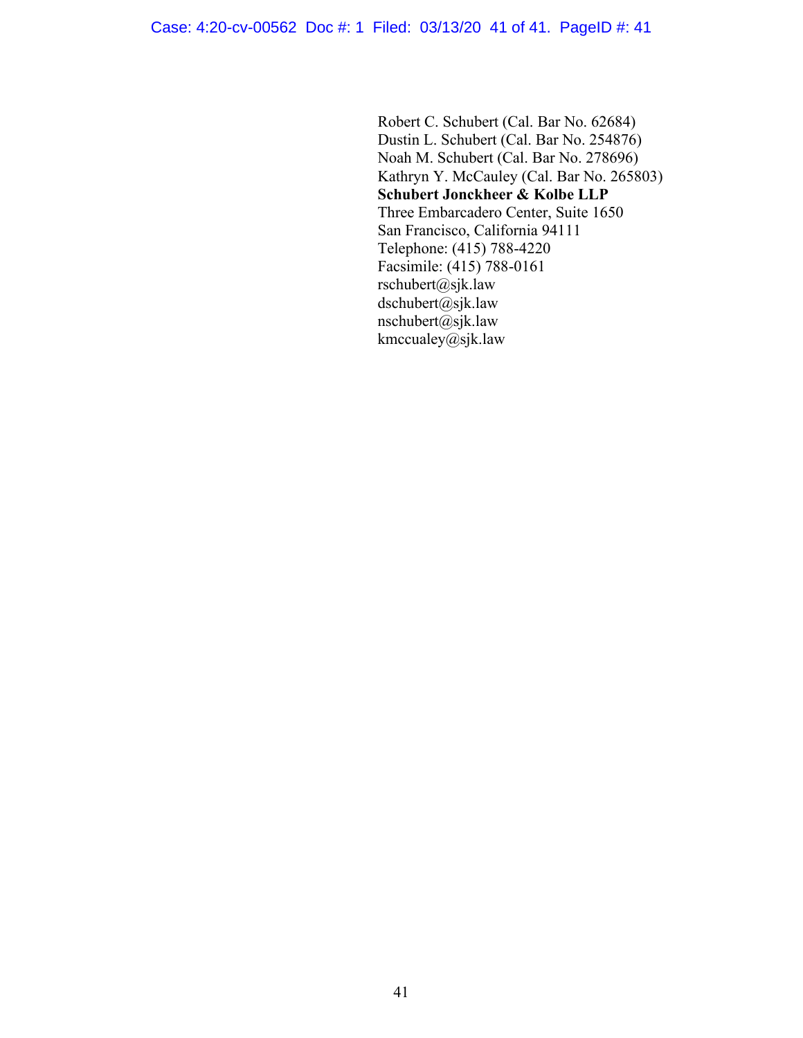Robert C. Schubert (Cal. Bar No. 62684)
Dustin L. Schubert (Cal. Bar No. 254876)
Noah M. Schubert (Cal. Bar No. 278696)
Kathryn Y. McCauley (Cal. Bar No. 265803)
**Schubert Jonckheer & Kolbe LLP**
Three Embarcadero Center, Suite 1650
San Francisco, California 94111
Telephone: (415) 788-4220
Facsimile: (415) 788-0161
rschubert@sjk.law
dschubert@sjk.law
nschubert@sjk.law
kmccualey@sjk.law